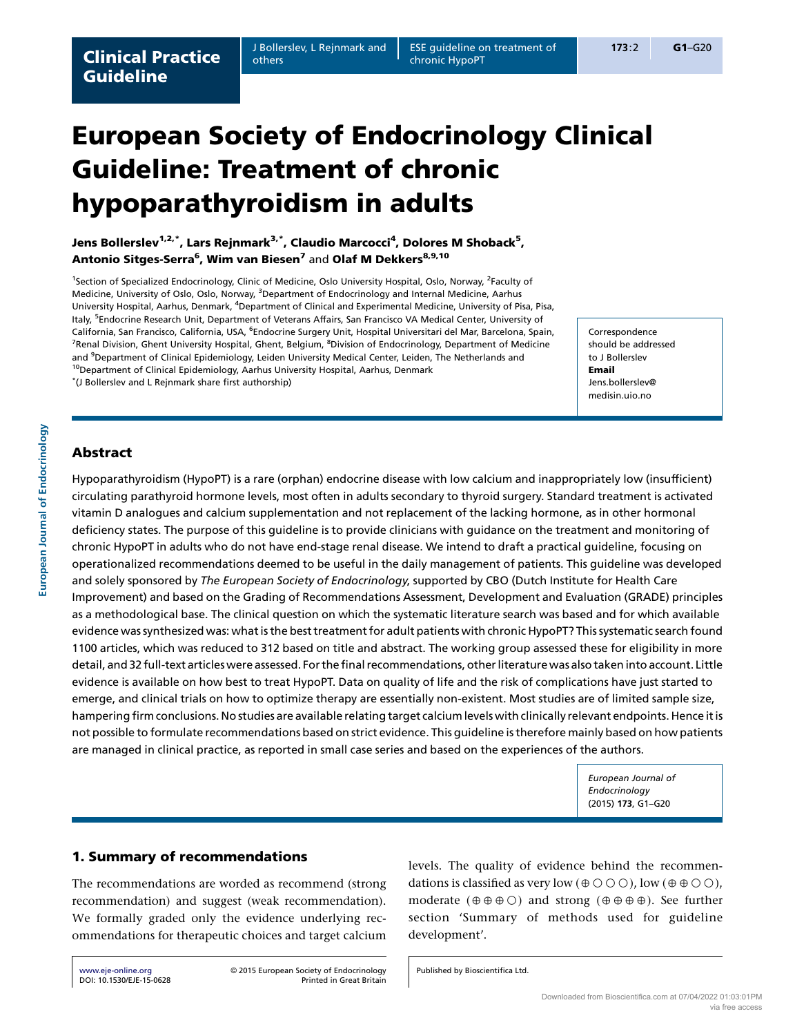Clinical Practice Guideline

# European Society of Endocrinology Clinical Guideline: Treatment of chronic hypoparathyroidism in adults

**Jens Bollerslev[1,2,*], Lars Rejnmark[3,*], Claudio Marcocci[4], Dolores M Shoback[5], Antonio Sitges-Serra[6], Wim van Biesen[7] and Olaf M Dekkers[8,9,10]**

[1]Section of Specialized Endocrinology, Clinic of Medicine, Oslo University Hospital, Oslo, Norway, [2]Faculty of Medicine, University of Oslo, Oslo, Norway, [3]Department of Endocrinology and Internal Medicine, Aarhus University Hospital, Aarhus, Denmark, [4]Department of Clinical and Experimental Medicine, University of Pisa, Pisa, Italy, [5]Endocrine Research Unit, Department of Veterans Affairs, San Francisco VA Medical Center, University of California, San Francisco, California, USA, [6]Endocrine Surgery Unit, Hospital Universitari del Mar, Barcelona, Spain, [7]Renal Division, Ghent University Hospital, Ghent, Belgium, [8]Division of Endocrinology, Department of Medicine and [9]Department of Clinical Epidemiology, Leiden University Medical Center, Leiden, The Netherlands and [10]Department of Clinical Epidemiology, Aarhus University Hospital, Aarhus, Denmark
*(J Bollerslev and L Rejnmark share first authorship)

Correspondence should be addressed to J Bollerslev
**Email**
Jens.bollerslev@medisin.uio.no

## Abstract

Hypoparathyroidism (HypoPT) is a rare (orphan) endocrine disease with low calcium and inappropriately low (insufficient) circulating parathyroid hormone levels, most often in adults secondary to thyroid surgery. Standard treatment is activated vitamin D analogues and calcium supplementation and not replacement of the lacking hormone, as in other hormonal deficiency states. The purpose of this guideline is to provide clinicians with guidance on the treatment and monitoring of chronic HypoPT in adults who do not have end-stage renal disease. We intend to draft a practical guideline, focusing on operationalized recommendations deemed to be useful in the daily management of patients. This guideline was developed and solely sponsored by *The European Society of Endocrinology*, supported by CBO (Dutch Institute for Health Care Improvement) and based on the Grading of Recommendations Assessment, Development and Evaluation (GRADE) principles as a methodological base. The clinical question on which the systematic literature search was based and for which available evidence was synthesized was: what is the best treatment for adult patients with chronic HypoPT? This systematic search found 1100 articles, which was reduced to 312 based on title and abstract. The working group assessed these for eligibility in more detail, and 32 full-text articles were assessed. For the final recommendations, other literature was also taken into account. Little evidence is available on how best to treat HypoPT. Data on quality of life and the risk of complications have just started to emerge, and clinical trials on how to optimize therapy are essentially non-existent. Most studies are of limited sample size, hampering firm conclusions. No studies are available relating target calcium levels with clinically relevant endpoints. Hence it is not possible to formulate recommendations based on strict evidence. This guideline is therefore mainly based on how patients are managed in clinical practice, as reported in small case series and based on the experiences of the authors.

*European Journal of Endocrinology* (2015) **173**, G1–G20

## 1. Summary of recommendations

The recommendations are worded as recommend (strong recommendation) and suggest (weak recommendation). We formally graded only the evidence underlying recommendations for therapeutic choices and target calcium levels. The quality of evidence behind the recommendations is classified as very low (⊕○○○), low (⊕⊕○○), moderate (⊕⊕⊕○) and strong (⊕⊕⊕⊕). See further section 'Summary of methods used for guideline development'.

www.eje-online.org
DOI: 10.1530/EJE-15-0628
© 2015 European Society of Endocrinology
Printed in Great Britain
Published by Bioscientifica Ltd.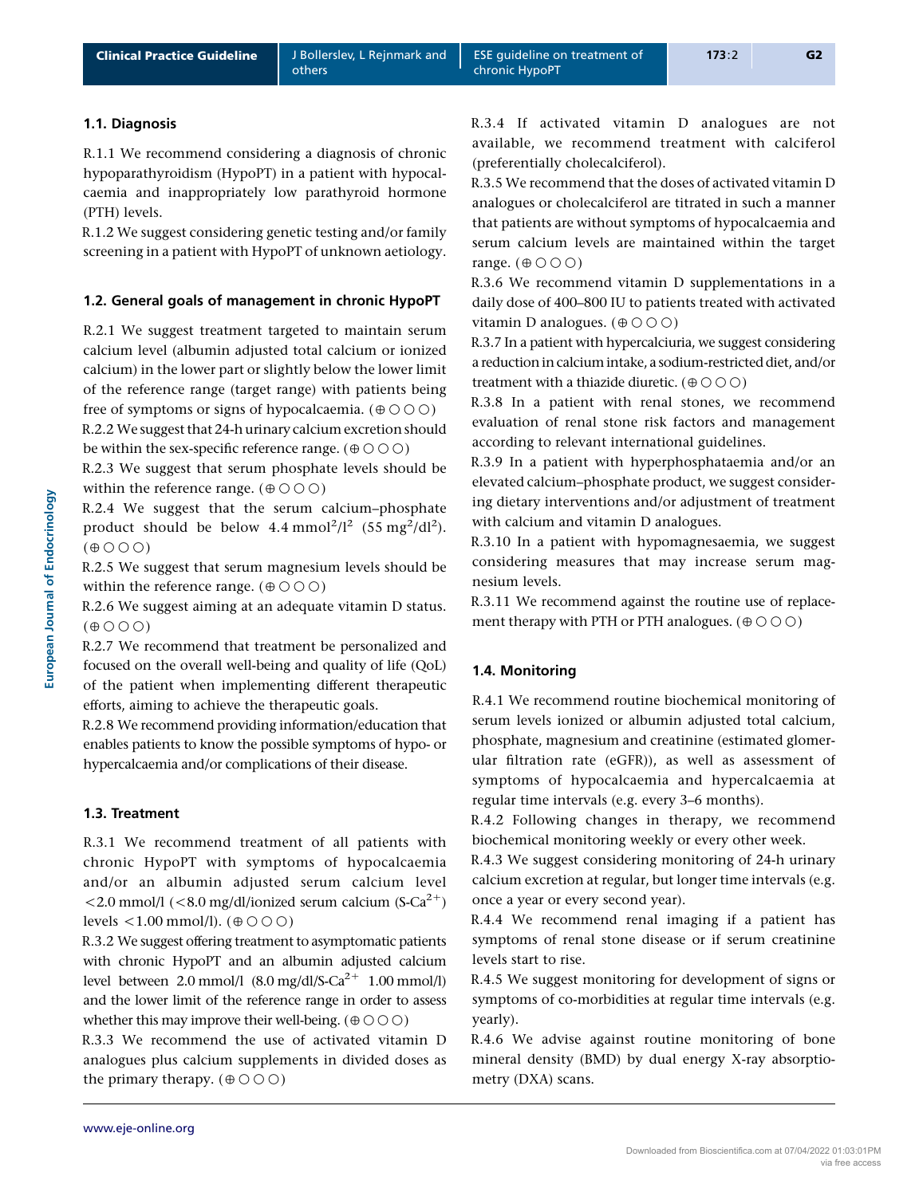### 1.1. Diagnosis

R.1.1 We recommend considering a diagnosis of chronic hypoparathyroidism (HypoPT) in a patient with hypocalcaemia and inappropriately low parathyroid hormone (PTH) levels.

R.1.2 We suggest considering genetic testing and/or family screening in a patient with HypoPT of unknown aetiology.

### 1.2. General goals of management in chronic HypoPT

R.2.1 We suggest treatment targeted to maintain serum calcium level (albumin adjusted total calcium or ionized calcium) in the lower part or slightly below the lower limit of the reference range (target range) with patients being free of symptoms or signs of hypocalcaemia. (⊕○○○)

R.2.2 We suggest that 24-h urinary calcium excretion should be within the sex-specific reference range. (⊕○○○)

R.2.3 We suggest that serum phosphate levels should be within the reference range. (⊕○○○)

R.2.4 We suggest that the serum calcium–phosphate product should be below 4.4 $mmol^2/l^2$ (55 $mg^2/dl^2$). (⊕○○○)

R.2.5 We suggest that serum magnesium levels should be within the reference range. (⊕○○○)

R.2.6 We suggest aiming at an adequate vitamin D status. (⊕○○○)

R.2.7 We recommend that treatment be personalized and focused on the overall well-being and quality of life (QoL) of the patient when implementing different therapeutic efforts, aiming to achieve the therapeutic goals.

R.2.8 We recommend providing information/education that enables patients to know the possible symptoms of hypo- or hypercalcaemia and/or complications of their disease.

### 1.3. Treatment

R.3.1 We recommend treatment of all patients with chronic HypoPT with symptoms of hypocalcaemia and/or an albumin adjusted serum calcium level <2.0 mmol/l (<8.0 mg/dl/ionized serum calcium (S-$Ca^{2+}$) levels <1.00 mmol/l). (⊕○○○)

R.3.2 We suggest offering treatment to asymptomatic patients with chronic HypoPT and an albumin adjusted calcium level between 2.0 mmol/l (8.0 mg/dl/S-$Ca^{2+}$ 1.00 mmol/l) and the lower limit of the reference range in order to assess whether this may improve their well-being. (⊕○○○)

R.3.3 We recommend the use of activated vitamin D analogues plus calcium supplements in divided doses as the primary therapy. (⊕○○○)

R.3.4 If activated vitamin D analogues are not available, we recommend treatment with calciferol (preferentially cholecalciferol).

R.3.5 We recommend that the doses of activated vitamin D analogues or cholecalciferol are titrated in such a manner that patients are without symptoms of hypocalcaemia and serum calcium levels are maintained within the target range. (⊕○○○)

R.3.6 We recommend vitamin D supplementations in a daily dose of 400–800 IU to patients treated with activated vitamin D analogues. (⊕○○○)

R.3.7 In a patient with hypercalciuria, we suggest considering a reduction in calcium intake, a sodium-restricted diet, and/or treatment with a thiazide diuretic. (⊕○○○)

R.3.8 In a patient with renal stones, we recommend evaluation of renal stone risk factors and management according to relevant international guidelines.

R.3.9 In a patient with hyperphosphataemia and/or an elevated calcium–phosphate product, we suggest considering dietary interventions and/or adjustment of treatment with calcium and vitamin D analogues.

R.3.10 In a patient with hypomagnesaemia, we suggest considering measures that may increase serum magnesium levels.

R.3.11 We recommend against the routine use of replacement therapy with PTH or PTH analogues. (⊕○○○)

### 1.4. Monitoring

R.4.1 We recommend routine biochemical monitoring of serum levels ionized or albumin adjusted total calcium, phosphate, magnesium and creatinine (estimated glomerular filtration rate (eGFR)), as well as assessment of symptoms of hypocalcaemia and hypercalcaemia at regular time intervals (e.g. every 3–6 months).

R.4.2 Following changes in therapy, we recommend biochemical monitoring weekly or every other week.

R.4.3 We suggest considering monitoring of 24-h urinary calcium excretion at regular, but longer time intervals (e.g. once a year or every second year).

R.4.4 We recommend renal imaging if a patient has symptoms of renal stone disease or if serum creatinine levels start to rise.

R.4.5 We suggest monitoring for development of signs or symptoms of co-morbidities at regular time intervals (e.g. yearly).

R.4.6 We advise against routine monitoring of bone mineral density (BMD) by dual energy X-ray absorptiometry (DXA) scans.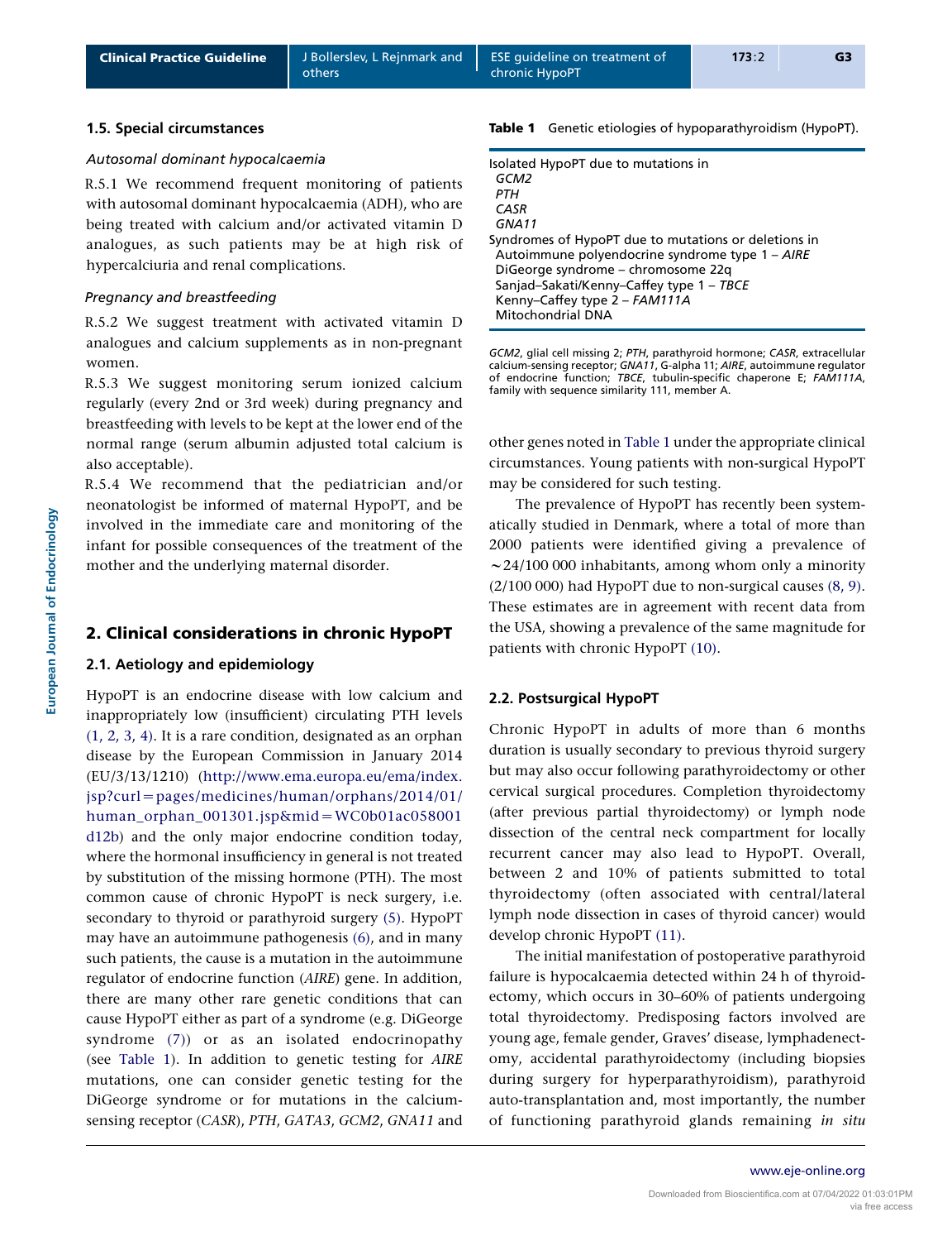### 1.5. Special circumstances

*Autosomal dominant hypocalcaemia*

R.5.1 We recommend frequent monitoring of patients with autosomal dominant hypocalcaemia (ADH), who are being treated with calcium and/or activated vitamin D analogues, as such patients may be at high risk of hypercalciuria and renal complications.

*Pregnancy and breastfeeding*

R.5.2 We suggest treatment with activated vitamin D analogues and calcium supplements as in non-pregnant women.

R.5.3 We suggest monitoring serum ionized calcium regularly (every 2nd or 3rd week) during pregnancy and breastfeeding with levels to be kept at the lower end of the normal range (serum albumin adjusted total calcium is also acceptable).

R.5.4 We recommend that the pediatrician and/or neonatologist be informed of maternal HypoPT, and be involved in the immediate care and monitoring of the infant for possible consequences of the treatment of the mother and the underlying maternal disorder.

## 2. Clinical considerations in chronic HypoPT

### 2.1. Aetiology and epidemiology

HypoPT is an endocrine disease with low calcium and inappropriately low (insufficient) circulating PTH levels (1, 2, 3, 4). It is a rare condition, designated as an orphan disease by the European Commission in January 2014 (EU/3/13/1210) (http://www.ema.europa.eu/ema/index.jsp?curl=pages/medicines/human/orphans/2014/01/human_orphan_001301.jsp&mid=WC0b01ac058001d12b) and the only major endocrine condition today, where the hormonal insufficiency in general is not treated by substitution of the missing hormone (PTH). The most common cause of chronic HypoPT is neck surgery, i.e. secondary to thyroid or parathyroid surgery (5). HypoPT may have an autoimmune pathogenesis (6), and in many such patients, the cause is a mutation in the autoimmune regulator of endocrine function (*AIRE*) gene. In addition, there are many other rare genetic conditions that can cause HypoPT either as part of a syndrome (e.g. DiGeorge syndrome (7)) or as an isolated endocrinopathy (see Table 1). In addition to genetic testing for *AIRE* mutations, one can consider genetic testing for the DiGeorge syndrome or for mutations in the calcium-sensing receptor (*CASR*), *PTH*, *GATA3*, *GCM2*, *GNA11* and other genes noted in Table 1 under the appropriate clinical circumstances. Young patients with non-surgical HypoPT may be considered for such testing.

**Table 1** Genetic etiologies of hypoparathyroidism (HypoPT).

| |
|---|
| Isolated HypoPT due to mutations in |
| *GCM2* |
| *PTH* |
| *CASR* |
| *GNA11* |
| Syndromes of HypoPT due to mutations or deletions in |
| Autoimmune polyendocrine syndrome type 1 – *AIRE* |
| DiGeorge syndrome – chromosome 22q |
| Sanjad–Sakati/Kenny–Caffey type 1 – *TBCE* |
| Kenny–Caffey type 2 – *FAM111A* |
| Mitochondrial DNA |

*GCM2*, glial cell missing 2; *PTH*, parathyroid hormone; *CASR*, extracellular calcium-sensing receptor; *GNA11*, G-alpha 11; *AIRE*, autoimmune regulator of endocrine function; *TBCE*, tubulin-specific chaperone E; *FAM111A*, family with sequence similarity 111, member A.

The prevalence of HypoPT has recently been systematically studied in Denmark, where a total of more than 2000 patients were identified giving a prevalence of ~24/100 000 inhabitants, among whom only a minority (2/100 000) had HypoPT due to non-surgical causes (8, 9). These estimates are in agreement with recent data from the USA, showing a prevalence of the same magnitude for patients with chronic HypoPT (10).

### 2.2. Postsurgical HypoPT

Chronic HypoPT in adults of more than 6 months duration is usually secondary to previous thyroid surgery but may also occur following parathyroidectomy or other cervical surgical procedures. Completion thyroidectomy (after previous partial thyroidectomy) or lymph node dissection of the central neck compartment for locally recurrent cancer may also lead to HypoPT. Overall, between 2 and 10% of patients submitted to total thyroidectomy (often associated with central/lateral lymph node dissection in cases of thyroid cancer) would develop chronic HypoPT (11).

The initial manifestation of postoperative parathyroid failure is hypocalcaemia detected within 24 h of thyroidectomy, which occurs in 30–60% of patients undergoing total thyroidectomy. Predisposing factors involved are young age, female gender, Graves' disease, lymphadenectomy, accidental parathyroidectomy (including biopsies during surgery for hyperparathyroidism), parathyroid auto-transplantation and, most importantly, the number of functioning parathyroid glands remaining *in situ*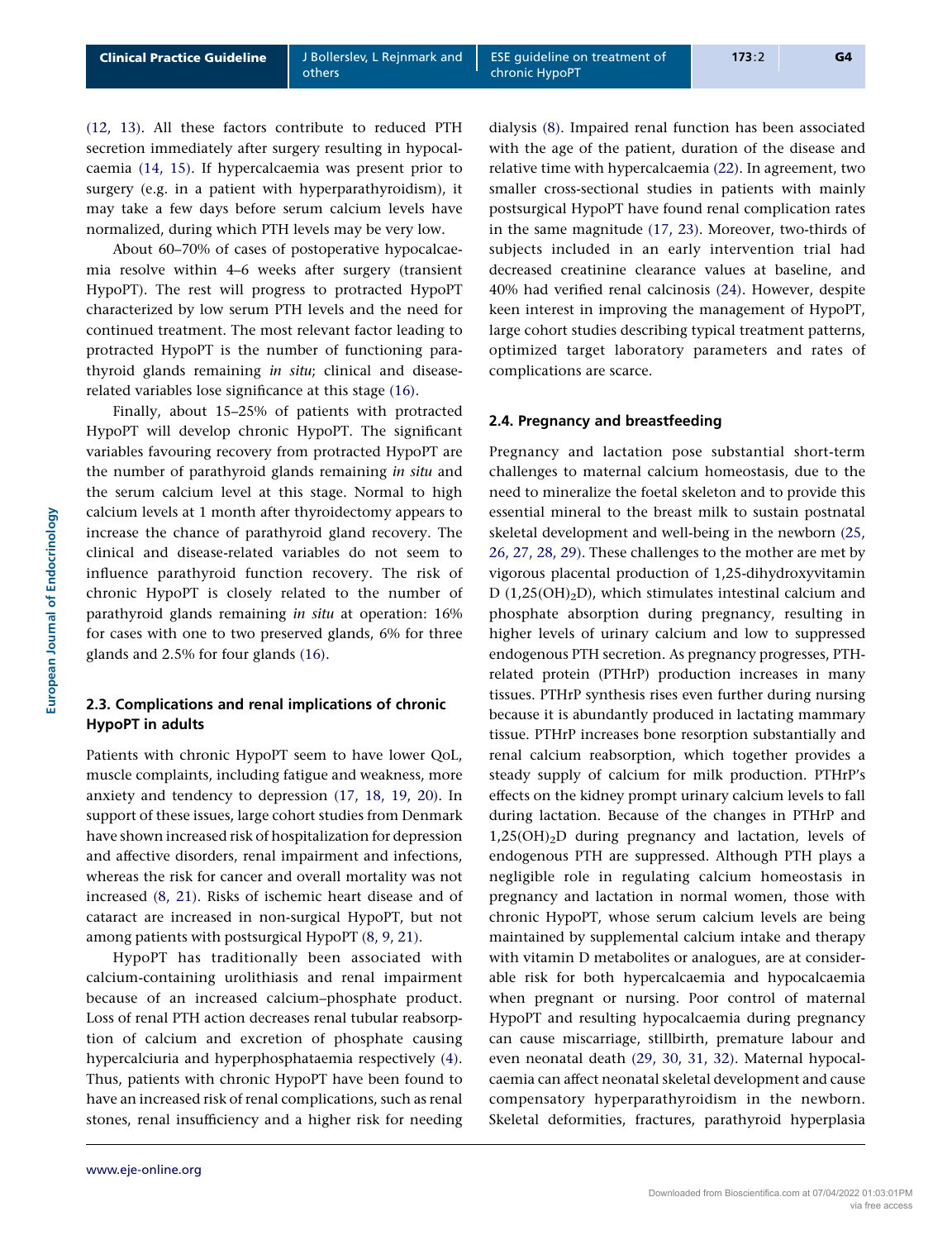(12, 13). All these factors contribute to reduced PTH secretion immediately after surgery resulting in hypocalcaemia (14, 15). If hypercalcaemia was present prior to surgery (e.g. in a patient with hyperparathyroidism), it may take a few days before serum calcium levels have normalized, during which PTH levels may be very low.

About 60–70% of cases of postoperative hypocalcaemia resolve within 4–6 weeks after surgery (transient HypoPT). The rest will progress to protracted HypoPT characterized by low serum PTH levels and the need for continued treatment. The most relevant factor leading to protracted HypoPT is the number of functioning parathyroid glands remaining *in situ*; clinical and disease-related variables lose significance at this stage (16).

Finally, about 15–25% of patients with protracted HypoPT will develop chronic HypoPT. The significant variables favouring recovery from protracted HypoPT are the number of parathyroid glands remaining *in situ* and the serum calcium level at this stage. Normal to high calcium levels at 1 month after thyroidectomy appears to increase the chance of parathyroid gland recovery. The clinical and disease-related variables do not seem to influence parathyroid function recovery. The risk of chronic HypoPT is closely related to the number of parathyroid glands remaining *in situ* at operation: 16% for cases with one to two preserved glands, 6% for three glands and 2.5% for four glands (16).

### 2.3. Complications and renal implications of chronic HypoPT in adults

Patients with chronic HypoPT seem to have lower QoL, muscle complaints, including fatigue and weakness, more anxiety and tendency to depression (17, 18, 19, 20). In support of these issues, large cohort studies from Denmark have shown increased risk of hospitalization for depression and affective disorders, renal impairment and infections, whereas the risk for cancer and overall mortality was not increased (8, 21). Risks of ischemic heart disease and of cataract are increased in non-surgical HypoPT, but not among patients with postsurgical HypoPT (8, 9, 21).

HypoPT has traditionally been associated with calcium-containing urolithiasis and renal impairment because of an increased calcium–phosphate product. Loss of renal PTH action decreases renal tubular reabsorption of calcium and excretion of phosphate causing hypercalciuria and hyperphosphataemia respectively (4). Thus, patients with chronic HypoPT have been found to have an increased risk of renal complications, such as renal stones, renal insufficiency and a higher risk for needing dialysis (8). Impaired renal function has been associated with the age of the patient, duration of the disease and relative time with hypercalcaemia (22). In agreement, two smaller cross-sectional studies in patients with mainly postsurgical HypoPT have found renal complication rates in the same magnitude (17, 23). Moreover, two-thirds of subjects included in an early intervention trial had decreased creatinine clearance values at baseline, and 40% had verified renal calcinosis (24). However, despite keen interest in improving the management of HypoPT, large cohort studies describing typical treatment patterns, optimized target laboratory parameters and rates of complications are scarce.

### 2.4. Pregnancy and breastfeeding

Pregnancy and lactation pose substantial short-term challenges to maternal calcium homeostasis, due to the need to mineralize the foetal skeleton and to provide this essential mineral to the breast milk to sustain postnatal skeletal development and well-being in the newborn (25, 26, 27, 28, 29). These challenges to the mother are met by vigorous placental production of 1,25-dihydroxyvitamin D ($1,25(OH)_2D$), which stimulates intestinal calcium and phosphate absorption during pregnancy, resulting in higher levels of urinary calcium and low to suppressed endogenous PTH secretion. As pregnancy progresses, PTH-related protein (PTHrP) production increases in many tissues. PTHrP synthesis rises even further during nursing because it is abundantly produced in lactating mammary tissue. PTHrP increases bone resorption substantially and renal calcium reabsorption, which together provides a steady supply of calcium for milk production. PTHrP's effects on the kidney prompt urinary calcium levels to fall during lactation. Because of the changes in PTHrP and $1,25(OH)_2D$ during pregnancy and lactation, levels of endogenous PTH are suppressed. Although PTH plays a negligible role in regulating calcium homeostasis in pregnancy and lactation in normal women, those with chronic HypoPT, whose serum calcium levels are being maintained by supplemental calcium intake and therapy with vitamin D metabolites or analogues, are at considerable risk for both hypercalcaemia and hypocalcaemia when pregnant or nursing. Poor control of maternal HypoPT and resulting hypocalcaemia during pregnancy can cause miscarriage, stillbirth, premature labour and even neonatal death (29, 30, 31, 32). Maternal hypocalcaemia can affect neonatal skeletal development and cause compensatory hyperparathyroidism in the newborn. Skeletal deformities, fractures, parathyroid hyperplasia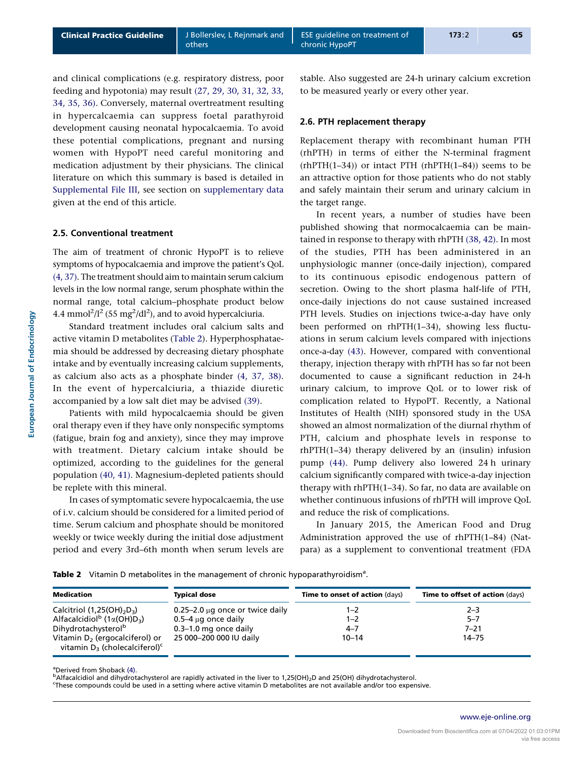and clinical complications (e.g. respiratory distress, poor feeding and hypotonia) may result (27, 29, 30, 31, 32, 33, 34, 35, 36). Conversely, maternal overtreatment resulting in hypercalcaemia can suppress foetal parathyroid development causing neonatal hypocalcaemia. To avoid these potential complications, pregnant and nursing women with HypoPT need careful monitoring and medication adjustment by their physicians. The clinical literature on which this summary is based is detailed in Supplemental File III, see section on supplementary data given at the end of this article.

### 2.5. Conventional treatment

The aim of treatment of chronic HypoPT is to relieve symptoms of hypocalcaemia and improve the patient's QoL (4, 37). The treatment should aim to maintain serum calcium levels in the low normal range, serum phosphate within the normal range, total calcium–phosphate product below 4.4 $mmol^2/l^2$ (55 $mg^2/dl^2$), and to avoid hypercalciuria.

Standard treatment includes oral calcium salts and active vitamin D metabolites (Table 2). Hyperphosphataemia should be addressed by decreasing dietary phosphate intake and by eventually increasing calcium supplements, as calcium also acts as a phosphate binder (4, 37, 38). In the event of hypercalciuria, a thiazide diuretic accompanied by a low salt diet may be advised (39).

Patients with mild hypocalcaemia should be given oral therapy even if they have only nonspecific symptoms (fatigue, brain fog and anxiety), since they may improve with treatment. Dietary calcium intake should be optimized, according to the guidelines for the general population (40, 41). Magnesium-depleted patients should be replete with this mineral.

In cases of symptomatic severe hypocalcaemia, the use of i.v. calcium should be considered for a limited period of time. Serum calcium and phosphate should be monitored weekly or twice weekly during the initial dose adjustment period and every 3rd–6th month when serum levels are stable. Also suggested are 24-h urinary calcium excretion to be measured yearly or every other year.

### 2.6. PTH replacement therapy

Replacement therapy with recombinant human PTH (rhPTH) in terms of either the N-terminal fragment (rhPTH(1–34)) or intact PTH (rhPTH(1–84)) seems to be an attractive option for those patients who do not stably and safely maintain their serum and urinary calcium in the target range.

In recent years, a number of studies have been published showing that normocalcaemia can be maintained in response to therapy with rhPTH (38, 42). In most of the studies, PTH has been administered in an unphysiologic manner (once-daily injection), compared to its continuous episodic endogenous pattern of secretion. Owing to the short plasma half-life of PTH, once-daily injections do not cause sustained increased PTH levels. Studies on injections twice-a-day have only been performed on rhPTH(1–34), showing less fluctuations in serum calcium levels compared with injections once-a-day (43). However, compared with conventional therapy, injection therapy with rhPTH has so far not been documented to cause a significant reduction in 24-h urinary calcium, to improve QoL or to lower risk of complication related to HypoPT. Recently, a National Institutes of Health (NIH) sponsored study in the USA showed an almost normalization of the diurnal rhythm of PTH, calcium and phosphate levels in response to rhPTH(1–34) therapy delivered by an (insulin) infusion pump (44). Pump delivery also lowered 24 h urinary calcium significantly compared with twice-a-day injection therapy with rhPTH(1–34). So far, no data are available on whether continuous infusions of rhPTH will improve QoL and reduce the risk of complications.

In January 2015, the American Food and Drug Administration approved the use of rhPTH(1–84) (Natpara) as a supplement to conventional treatment (FDA

**Table 2** Vitamin D metabolites in the management of chronic hypoparathyroidism[a].

| Medication | Typical dose | Time to onset of action (days) | Time to offset of action (days) |
|---|---|---|---|
| Calcitriol ($1,25(OH)_2D_3$) | 0.25–2.0 μg once or twice daily | 1–2 | 2–3 |
| Alfacalcidiol[b] ($1\alpha(OH)D_3$) | 0.5–4 μg once daily | 1–2 | 5–7 |
| Dihydrotachysterol[b] | 0.3–1.0 mg once daily | 4–7 | 7–21 |
| Vitamin $D_2$ (ergocalciferol) or vitamin $D_3$ (cholecalciferol)[c] | 25 000–200 000 IU daily | 10–14 | 14–75 |

[a]Derived from Shoback (4).
[b]Alfacalcidiol and dihydrotachysterol are rapidly activated in the liver to $1,25(OH)_2D$ and 25(OH) dihydrotachysterol.
[c]These compounds could be used in a setting where active vitamin D metabolites are not available and/or too expensive.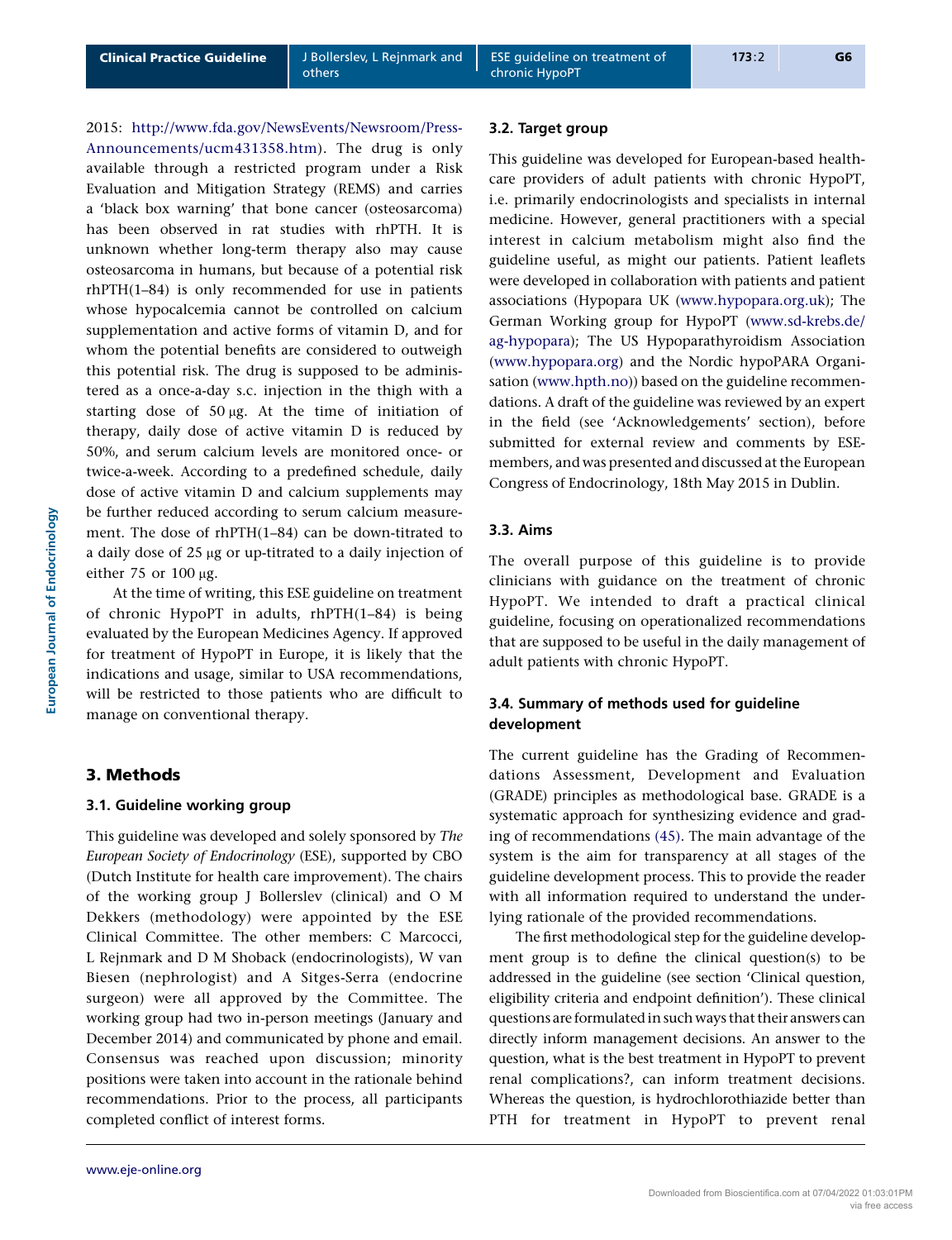2015: http://www.fda.gov/NewsEvents/Newsroom/PressAnnouncements/ucm431358.htm). The drug is only available through a restricted program under a Risk Evaluation and Mitigation Strategy (REMS) and carries a 'black box warning' that bone cancer (osteosarcoma) has been observed in rat studies with rhPTH. It is unknown whether long-term therapy also may cause osteosarcoma in humans, but because of a potential risk rhPTH(1–84) is only recommended for use in patients whose hypocalcemia cannot be controlled on calcium supplementation and active forms of vitamin D, and for whom the potential benefits are considered to outweigh this potential risk. The drug is supposed to be administered as a once-a-day s.c. injection in the thigh with a starting dose of 50 μg. At the time of initiation of therapy, daily dose of active vitamin D is reduced by 50%, and serum calcium levels are monitored once- or twice-a-week. According to a predefined schedule, daily dose of active vitamin D and calcium supplements may be further reduced according to serum calcium measurement. The dose of rhPTH(1–84) can be down-titrated to a daily dose of 25 μg or up-titrated to a daily injection of either 75 or 100 μg.

At the time of writing, this ESE guideline on treatment of chronic HypoPT in adults, rhPTH(1–84) is being evaluated by the European Medicines Agency. If approved for treatment of HypoPT in Europe, it is likely that the indications and usage, similar to USA recommendations, will be restricted to those patients who are difficult to manage on conventional therapy.

## 3. Methods

### 3.1. Guideline working group

This guideline was developed and solely sponsored by *The European Society of Endocrinology* (ESE), supported by CBO (Dutch Institute for health care improvement). The chairs of the working group J Bollerslev (clinical) and O M Dekkers (methodology) were appointed by the ESE Clinical Committee. The other members: C Marcocci, L Rejnmark and D M Shoback (endocrinologists), W van Biesen (nephrologist) and A Sitges-Serra (endocrine surgeon) were all approved by the Committee. The working group had two in-person meetings (January and December 2014) and communicated by phone and email. Consensus was reached upon discussion; minority positions were taken into account in the rationale behind recommendations. Prior to the process, all participants completed conflict of interest forms.

### 3.2. Target group

This guideline was developed for European-based healthcare providers of adult patients with chronic HypoPT, i.e. primarily endocrinologists and specialists in internal medicine. However, general practitioners with a special interest in calcium metabolism might also find the guideline useful, as might our patients. Patient leaflets were developed in collaboration with patients and patient associations (Hypopara UK (www.hypopara.org.uk); The German Working group for HypoPT (www.sd-krebs.de/ag-hypopara); The US Hypoparathyroidism Association (www.hypopara.org) and the Nordic hypoPARA Organisation (www.hpth.no)) based on the guideline recommendations. A draft of the guideline was reviewed by an expert in the field (see 'Acknowledgements' section), before submitted for external review and comments by ESE-members, and was presented and discussed at the European Congress of Endocrinology, 18th May 2015 in Dublin.

### 3.3. Aims

The overall purpose of this guideline is to provide clinicians with guidance on the treatment of chronic HypoPT. We intended to draft a practical clinical guideline, focusing on operationalized recommendations that are supposed to be useful in the daily management of adult patients with chronic HypoPT.

### 3.4. Summary of methods used for guideline development

The current guideline has the Grading of Recommendations Assessment, Development and Evaluation (GRADE) principles as methodological base. GRADE is a systematic approach for synthesizing evidence and grading of recommendations (45). The main advantage of the system is the aim for transparency at all stages of the guideline development process. This to provide the reader with all information required to understand the underlying rationale of the provided recommendations.

The first methodological step for the guideline development group is to define the clinical question(s) to be addressed in the guideline (see section 'Clinical question, eligibility criteria and endpoint definition'). These clinical questions are formulated in such ways that their answers can directly inform management decisions. An answer to the question, what is the best treatment in HypoPT to prevent renal complications?, can inform treatment decisions. Whereas the question, is hydrochlorothiazide better than PTH for treatment in HypoPT to prevent renal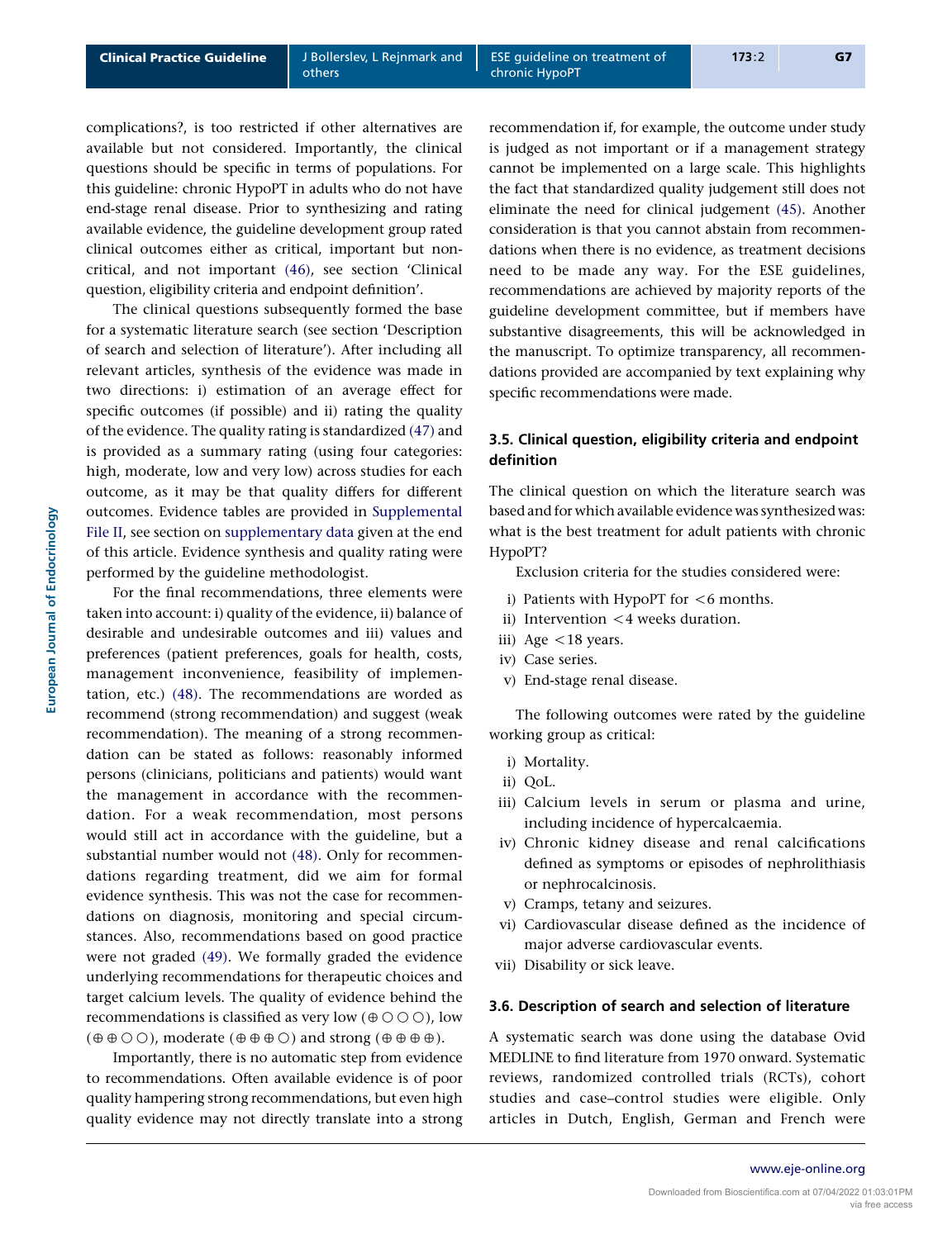complications?, is too restricted if other alternatives are available but not considered. Importantly, the clinical questions should be specific in terms of populations. For this guideline: chronic HypoPT in adults who do not have end-stage renal disease. Prior to synthesizing and rating available evidence, the guideline development group rated clinical outcomes either as critical, important but non-critical, and not important (46), see section 'Clinical question, eligibility criteria and endpoint definition'.

The clinical questions subsequently formed the base for a systematic literature search (see section 'Description of search and selection of literature'). After including all relevant articles, synthesis of the evidence was made in two directions: i) estimation of an average effect for specific outcomes (if possible) and ii) rating the quality of the evidence. The quality rating is standardized (47) and is provided as a summary rating (using four categories: high, moderate, low and very low) across studies for each outcome, as it may be that quality differs for different outcomes. Evidence tables are provided in Supplemental File II, see section on supplementary data given at the end of this article. Evidence synthesis and quality rating were performed by the guideline methodologist.

For the final recommendations, three elements were taken into account: i) quality of the evidence, ii) balance of desirable and undesirable outcomes and iii) values and preferences (patient preferences, goals for health, costs, management inconvenience, feasibility of implementation, etc.) (48). The recommendations are worded as recommend (strong recommendation) and suggest (weak recommendation). The meaning of a strong recommendation can be stated as follows: reasonably informed persons (clinicians, politicians and patients) would want the management in accordance with the recommendation. For a weak recommendation, most persons would still act in accordance with the guideline, but a substantial number would not (48). Only for recommendations regarding treatment, did we aim for formal evidence synthesis. This was not the case for recommendations on diagnosis, monitoring and special circumstances. Also, recommendations based on good practice were not graded (49). We formally graded the evidence underlying recommendations for therapeutic choices and target calcium levels. The quality of evidence behind the recommendations is classified as very low (⊕○○○), low (⊕⊕○○), moderate (⊕⊕⊕○) and strong (⊕⊕⊕⊕).

Importantly, there is no automatic step from evidence to recommendations. Often available evidence is of poor quality hampering strong recommendations, but even high quality evidence may not directly translate into a strong recommendation if, for example, the outcome under study is judged as not important or if a management strategy cannot be implemented on a large scale. This highlights the fact that standardized quality judgement still does not eliminate the need for clinical judgement (45). Another consideration is that you cannot abstain from recommendations when there is no evidence, as treatment decisions need to be made any way. For the ESE guidelines, recommendations are achieved by majority reports of the guideline development committee, but if members have substantive disagreements, this will be acknowledged in the manuscript. To optimize transparency, all recommendations provided are accompanied by text explaining why specific recommendations were made.

### 3.5. Clinical question, eligibility criteria and endpoint definition

The clinical question on which the literature search was based and for which available evidence was synthesized was: what is the best treatment for adult patients with chronic HypoPT?

Exclusion criteria for the studies considered were:

i) Patients with HypoPT for <6 months.
ii) Intervention <4 weeks duration.
iii) Age <18 years.
iv) Case series.
v) End-stage renal disease.

The following outcomes were rated by the guideline working group as critical:

i) Mortality.
ii) QoL.
iii) Calcium levels in serum or plasma and urine, including incidence of hypercalcaemia.
iv) Chronic kidney disease and renal calcifications defined as symptoms or episodes of nephrolithiasis or nephrocalcinosis.
v) Cramps, tetany and seizures.
vi) Cardiovascular disease defined as the incidence of major adverse cardiovascular events.
vii) Disability or sick leave.

### 3.6. Description of search and selection of literature

A systematic search was done using the database Ovid MEDLINE to find literature from 1970 onward. Systematic reviews, randomized controlled trials (RCTs), cohort studies and case–control studies were eligible. Only articles in Dutch, English, German and French were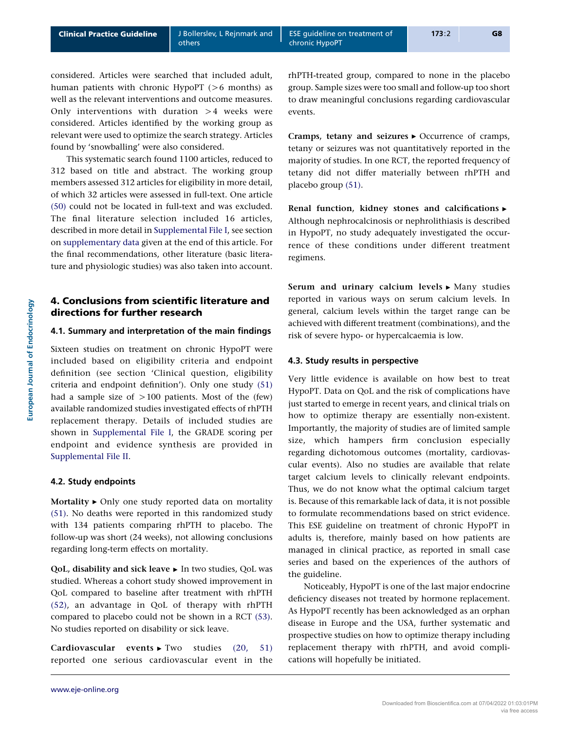considered. Articles were searched that included adult, human patients with chronic HypoPT (>6 months) as well as the relevant interventions and outcome measures. Only interventions with duration >4 weeks were considered. Articles identified by the working group as relevant were used to optimize the search strategy. Articles found by 'snowballing' were also considered.

This systematic search found 1100 articles, reduced to 312 based on title and abstract. The working group members assessed 312 articles for eligibility in more detail, of which 32 articles were assessed in full-text. One article (50) could not be located in full-text and was excluded. The final literature selection included 16 articles, described in more detail in Supplemental File I, see section on supplementary data given at the end of this article. For the final recommendations, other literature (basic literature and physiologic studies) was also taken into account.

## 4. Conclusions from scientific literature and directions for further research

### 4.1. Summary and interpretation of the main findings

Sixteen studies on treatment on chronic HypoPT were included based on eligibility criteria and endpoint definition (see section 'Clinical question, eligibility criteria and endpoint definition'). Only one study (51) had a sample size of >100 patients. Most of the (few) available randomized studies investigated effects of rhPTH replacement therapy. Details of included studies are shown in Supplemental File I, the GRADE scoring per endpoint and evidence synthesis are provided in Supplemental File II.

### 4.2. Study endpoints

**Mortality ▸** Only one study reported data on mortality (51). No deaths were reported in this randomized study with 134 patients comparing rhPTH to placebo. The follow-up was short (24 weeks), not allowing conclusions regarding long-term effects on mortality.

**QoL, disability and sick leave ▸** In two studies, QoL was studied. Whereas a cohort study showed improvement in QoL compared to baseline after treatment with rhPTH (52), an advantage in QoL of therapy with rhPTH compared to placebo could not be shown in a RCT (53). No studies reported on disability or sick leave.

**Cardiovascular events ▸** Two studies (20, 51) reported one serious cardiovascular event in the rhPTH-treated group, compared to none in the placebo group. Sample sizes were too small and follow-up too short to draw meaningful conclusions regarding cardiovascular events.

**Cramps, tetany and seizures ▸** Occurrence of cramps, tetany or seizures was not quantitatively reported in the majority of studies. In one RCT, the reported frequency of tetany did not differ materially between rhPTH and placebo group (51).

**Renal function, kidney stones and calcifications ▸** Although nephrocalcinosis or nephrolithiasis is described in HypoPT, no study adequately investigated the occurrence of these conditions under different treatment regimens.

**Serum and urinary calcium levels ▸** Many studies reported in various ways on serum calcium levels. In general, calcium levels within the target range can be achieved with different treatment (combinations), and the risk of severe hypo- or hypercalcaemia is low.

### 4.3. Study results in perspective

Very little evidence is available on how best to treat HypoPT. Data on QoL and the risk of complications have just started to emerge in recent years, and clinical trials on how to optimize therapy are essentially non-existent. Importantly, the majority of studies are of limited sample size, which hampers firm conclusion especially regarding dichotomous outcomes (mortality, cardiovascular events). Also no studies are available that relate target calcium levels to clinically relevant endpoints. Thus, we do not know what the optimal calcium target is. Because of this remarkable lack of data, it is not possible to formulate recommendations based on strict evidence. This ESE guideline on treatment of chronic HypoPT in adults is, therefore, mainly based on how patients are managed in clinical practice, as reported in small case series and based on the experiences of the authors of the guideline.

Noticeably, HypoPT is one of the last major endocrine deficiency diseases not treated by hormone replacement. As HypoPT recently has been acknowledged as an orphan disease in Europe and the USA, further systematic and prospective studies on how to optimize therapy including replacement therapy with rhPTH, and avoid complications will hopefully be initiated.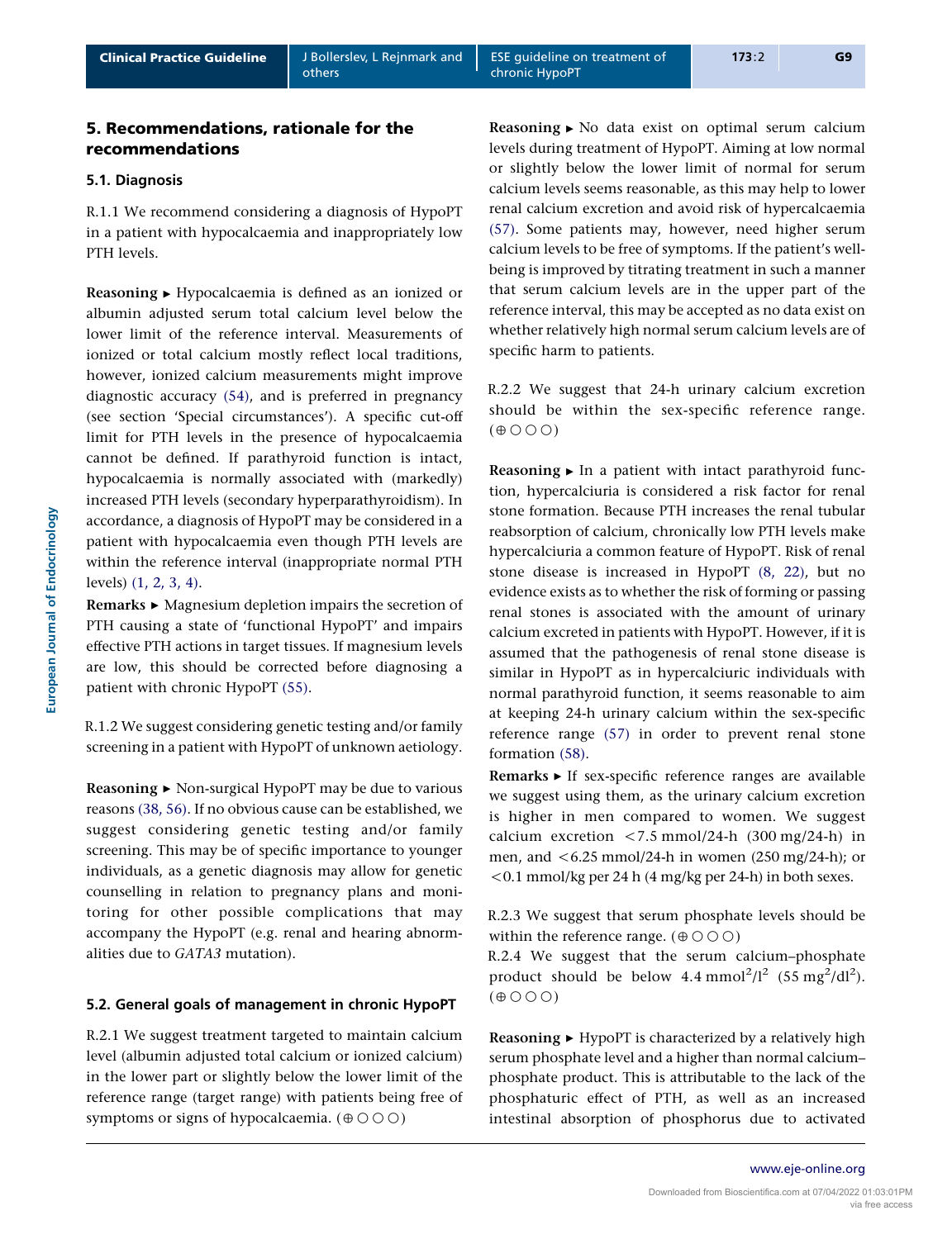## 5. Recommendations, rationale for the recommendations

### 5.1. Diagnosis

R.1.1 We recommend considering a diagnosis of HypoPT in a patient with hypocalcaemia and inappropriately low PTH levels.

**Reasoning ►** Hypocalcaemia is defined as an ionized or albumin adjusted serum total calcium level below the lower limit of the reference interval. Measurements of ionized or total calcium mostly reflect local traditions, however, ionized calcium measurements might improve diagnostic accuracy (54), and is preferred in pregnancy (see section 'Special circumstances'). A specific cut-off limit for PTH levels in the presence of hypocalcaemia cannot be defined. If parathyroid function is intact, hypocalcaemia is normally associated with (markedly) increased PTH levels (secondary hyperparathyroidism). In accordance, a diagnosis of HypoPT may be considered in a patient with hypocalcaemia even though PTH levels are within the reference interval (inappropriate normal PTH levels) (1, 2, 3, 4).

**Remarks ►** Magnesium depletion impairs the secretion of PTH causing a state of 'functional HypoPT' and impairs effective PTH actions in target tissues. If magnesium levels are low, this should be corrected before diagnosing a patient with chronic HypoPT (55).

R.1.2 We suggest considering genetic testing and/or family screening in a patient with HypoPT of unknown aetiology.

**Reasoning ►** Non-surgical HypoPT may be due to various reasons (38, 56). If no obvious cause can be established, we suggest considering genetic testing and/or family screening. This may be of specific importance to younger individuals, as a genetic diagnosis may allow for genetic counselling in relation to pregnancy plans and monitoring for other possible complications that may accompany the HypoPT (e.g. renal and hearing abnormalities due to *GATA3* mutation).

### 5.2. General goals of management in chronic HypoPT

R.2.1 We suggest treatment targeted to maintain calcium level (albumin adjusted total calcium or ionized calcium) in the lower part or slightly below the lower limit of the reference range (target range) with patients being free of symptoms or signs of hypocalcaemia. (⊕○○○)

**Reasoning ►** No data exist on optimal serum calcium levels during treatment of HypoPT. Aiming at low normal or slightly below the lower limit of normal for serum calcium levels seems reasonable, as this may help to lower renal calcium excretion and avoid risk of hypercalcaemia (57). Some patients may, however, need higher serum calcium levels to be free of symptoms. If the patient's well-being is improved by titrating treatment in such a manner that serum calcium levels are in the upper part of the reference interval, this may be accepted as no data exist on whether relatively high normal serum calcium levels are of specific harm to patients.

R.2.2 We suggest that 24-h urinary calcium excretion should be within the sex-specific reference range. (⊕○○○)

**Reasoning ►** In a patient with intact parathyroid function, hypercalciuria is considered a risk factor for renal stone formation. Because PTH increases the renal tubular reabsorption of calcium, chronically low PTH levels make hypercalciuria a common feature of HypoPT. Risk of renal stone disease is increased in HypoPT (8, 22), but no evidence exists as to whether the risk of forming or passing renal stones is associated with the amount of urinary calcium excreted in patients with HypoPT. However, if it is assumed that the pathogenesis of renal stone disease is similar in HypoPT as in hypercalciuric individuals with normal parathyroid function, it seems reasonable to aim at keeping 24-h urinary calcium within the sex-specific reference range (57) in order to prevent renal stone formation (58).

**Remarks ►** If sex-specific reference ranges are available we suggest using them, as the urinary calcium excretion is higher in men compared to women. We suggest calcium excretion <7.5 mmol/24-h (300 mg/24-h) in men, and <6.25 mmol/24-h in women (250 mg/24-h); or <0.1 mmol/kg per 24 h (4 mg/kg per 24-h) in both sexes.

R.2.3 We suggest that serum phosphate levels should be within the reference range. (⊕○○○)

R.2.4 We suggest that the serum calcium–phosphate product should be below 4.4 $mmol^2/l^2$ (55 $mg^2/dl^2$). (⊕○○○)

**Reasoning ►** HypoPT is characterized by a relatively high serum phosphate level and a higher than normal calcium–phosphate product. This is attributable to the lack of the phosphaturic effect of PTH, as well as an increased intestinal absorption of phosphorus due to activated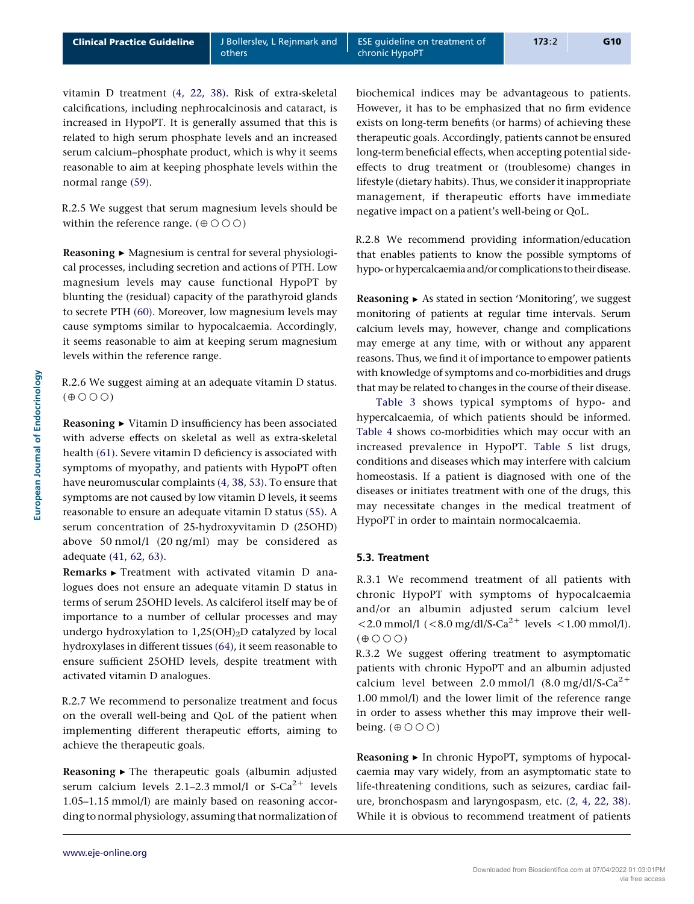vitamin D treatment (4, 22, 38). Risk of extra-skeletal calcifications, including nephrocalcinosis and cataract, is increased in HypoPT. It is generally assumed that this is related to high serum phosphate levels and an increased serum calcium–phosphate product, which is why it seems reasonable to aim at keeping phosphate levels within the normal range (59).

R.2.5 We suggest that serum magnesium levels should be within the reference range. (⊕○○○)

**Reasoning** ► Magnesium is central for several physiological processes, including secretion and actions of PTH. Low magnesium levels may cause functional HypoPT by blunting the (residual) capacity of the parathyroid glands to secrete PTH (60). Moreover, low magnesium levels may cause symptoms similar to hypocalcaemia. Accordingly, it seems reasonable to aim at keeping serum magnesium levels within the reference range.

R.2.6 We suggest aiming at an adequate vitamin D status. (⊕○○○)

**Reasoning** ► Vitamin D insufficiency has been associated with adverse effects on skeletal as well as extra-skeletal health (61). Severe vitamin D deficiency is associated with symptoms of myopathy, and patients with HypoPT often have neuromuscular complaints (4, 38, 53). To ensure that symptoms are not caused by low vitamin D levels, it seems reasonable to ensure an adequate vitamin D status (55). A serum concentration of 25-hydroxyvitamin D (25OHD) above 50 nmol/l (20 ng/ml) may be considered as adequate (41, 62, 63).

**Remarks** ► Treatment with activated vitamin D analogues does not ensure an adequate vitamin D status in terms of serum 25OHD levels. As calciferol itself may be of importance to a number of cellular processes and may undergo hydroxylation to $1,25(OH)_2D$ catalyzed by local hydroxylases in different tissues (64), it seem reasonable to ensure sufficient 25OHD levels, despite treatment with activated vitamin D analogues.

R.2.7 We recommend to personalize treatment and focus on the overall well-being and QoL of the patient when implementing different therapeutic efforts, aiming to achieve the therapeutic goals.

**Reasoning** ► The therapeutic goals (albumin adjusted serum calcium levels 2.1–2.3 mmol/l or S-$Ca^{2+}$ levels 1.05–1.15 mmol/l) are mainly based on reasoning according to normal physiology, assuming that normalization of biochemical indices may be advantageous to patients. However, it has to be emphasized that no firm evidence exists on long-term benefits (or harms) of achieving these therapeutic goals. Accordingly, patients cannot be ensured long-term beneficial effects, when accepting potential side-effects to drug treatment or (troublesome) changes in lifestyle (dietary habits). Thus, we consider it inappropriate management, if therapeutic efforts have immediate negative impact on a patient's well-being or QoL.

R.2.8 We recommend providing information/education that enables patients to know the possible symptoms of hypo- or hypercalcaemia and/or complications to their disease.

**Reasoning** ► As stated in section 'Monitoring', we suggest monitoring of patients at regular time intervals. Serum calcium levels may, however, change and complications may emerge at any time, with or without any apparent reasons. Thus, we find it of importance to empower patients with knowledge of symptoms and co-morbidities and drugs that may be related to changes in the course of their disease.

Table 3 shows typical symptoms of hypo- and hypercalcaemia, of which patients should be informed. Table 4 shows co-morbidities which may occur with an increased prevalence in HypoPT. Table 5 list drugs, conditions and diseases which may interfere with calcium homeostasis. If a patient is diagnosed with one of the diseases or initiates treatment with one of the drugs, this may necessitate changes in the medical treatment of HypoPT in order to maintain normocalcaemia.

### 5.3. Treatment

R.3.1 We recommend treatment of all patients with chronic HypoPT with symptoms of hypocalcaemia and/or an albumin adjusted serum calcium level <2.0 mmol/l (<8.0 mg/dl/S-$Ca^{2+}$ levels <1.00 mmol/l). (⊕○○○)

R.3.2 We suggest offering treatment to asymptomatic patients with chronic HypoPT and an albumin adjusted calcium level between 2.0 mmol/l (8.0 mg/dl/S-$Ca^{2+}$ 1.00 mmol/l) and the lower limit of the reference range in order to assess whether this may improve their well-being. (⊕○○○)

**Reasoning** ► In chronic HypoPT, symptoms of hypocalcaemia may vary widely, from an asymptomatic state to life-threatening conditions, such as seizures, cardiac failure, bronchospasm and laryngospasm, etc. (2, 4, 22, 38). While it is obvious to recommend treatment of patients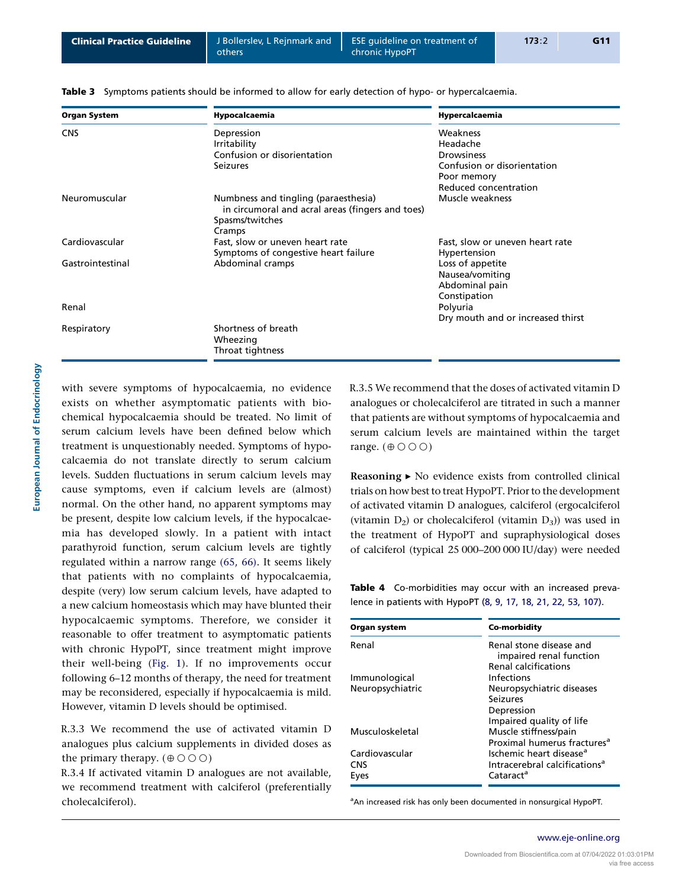**Table 3** Symptoms patients should be informed to allow for early detection of hypo- or hypercalcaemia.

| Organ System | Hypocalcaemia | Hypercalcaemia |
|---|---|---|
| CNS | Depression<br>Irritability<br>Confusion or disorientation<br>Seizures | Weakness<br>Headache<br>Drowsiness<br>Confusion or disorientation<br>Poor memory<br>Reduced concentration |
| Neuromuscular | Numbness and tingling (paraesthesia) in circumoral and acral areas (fingers and toes)<br>Spasms/twitches<br>Cramps | Muscle weakness |
| Cardiovascular | Fast, slow or uneven heart rate<br>Symptoms of congestive heart failure | Fast, slow or uneven heart rate<br>Hypertension |
| Gastrointestinal | Abdominal cramps | Loss of appetite<br>Nausea/vomiting<br>Abdominal pain<br>Constipation |
| Renal | | Polyuria<br>Dry mouth and or increased thirst |
| Respiratory | Shortness of breath<br>Wheezing<br>Throat tightness | |

with severe symptoms of hypocalcaemia, no evidence exists on whether asymptomatic patients with biochemical hypocalcaemia should be treated. No limit of serum calcium levels have been defined below which treatment is unquestionably needed. Symptoms of hypocalcaemia do not translate directly to serum calcium levels. Sudden fluctuations in serum calcium levels may cause symptoms, even if calcium levels are (almost) normal. On the other hand, no apparent symptoms may be present, despite low calcium levels, if the hypocalcaemia has developed slowly. In a patient with intact parathyroid function, serum calcium levels are tightly regulated within a narrow range (65, 66). It seems likely that patients with no complaints of hypocalcaemia, despite (very) low serum calcium levels, have adapted to a new calcium homeostasis which may have blunted their hypocalcaemic symptoms. Therefore, we consider it reasonable to offer treatment to asymptomatic patients with chronic HypoPT, since treatment might improve their well-being (Fig. 1). If no improvements occur following 6–12 months of therapy, the need for treatment may be reconsidered, especially if hypocalcaemia is mild. However, vitamin D levels should be optimised.

R.3.3 We recommend the use of activated vitamin D analogues plus calcium supplements in divided doses as the primary therapy. (⊕○○○)

R.3.4 If activated vitamin D analogues are not available, we recommend treatment with calciferol (preferentially cholecalciferol).

R.3.5 We recommend that the doses of activated vitamin D analogues or cholecalciferol are titrated in such a manner that patients are without symptoms of hypocalcaemia and serum calcium levels are maintained within the target range. (⊕○○○)

**Reasoning ▸** No evidence exists from controlled clinical trials on how best to treat HypoPT. Prior to the development of activated vitamin D analogues, calciferol (ergocalciferol (vitamin $D_2$) or cholecalciferol (vitamin $D_3$)) was used in the treatment of HypoPT and supraphysiological doses of calciferol (typical 25 000–200 000 IU/day) were needed

**Table 4** Co-morbidities may occur with an increased prevalence in patients with HypoPT (8, 9, 17, 18, 21, 22, 53, 107).

| Organ system | Co-morbidity |
|---|---|
| Renal | Renal stone disease and impaired renal function<br>Renal calcifications |
| Immunological | Infections |
| Neuropsychiatric | Neuropsychiatric diseases<br>Seizures<br>Depression<br>Impaired quality of life |
| Musculoskeletal | Muscle stiffness/pain<br>Proximal humerus fractures[a] |
| Cardiovascular | Ischemic heart disease[a] |
| CNS | Intracerebral calcifications[a] |
| Eyes | Cataract[a] |

[a]An increased risk has only been documented in nonsurgical HypoPT.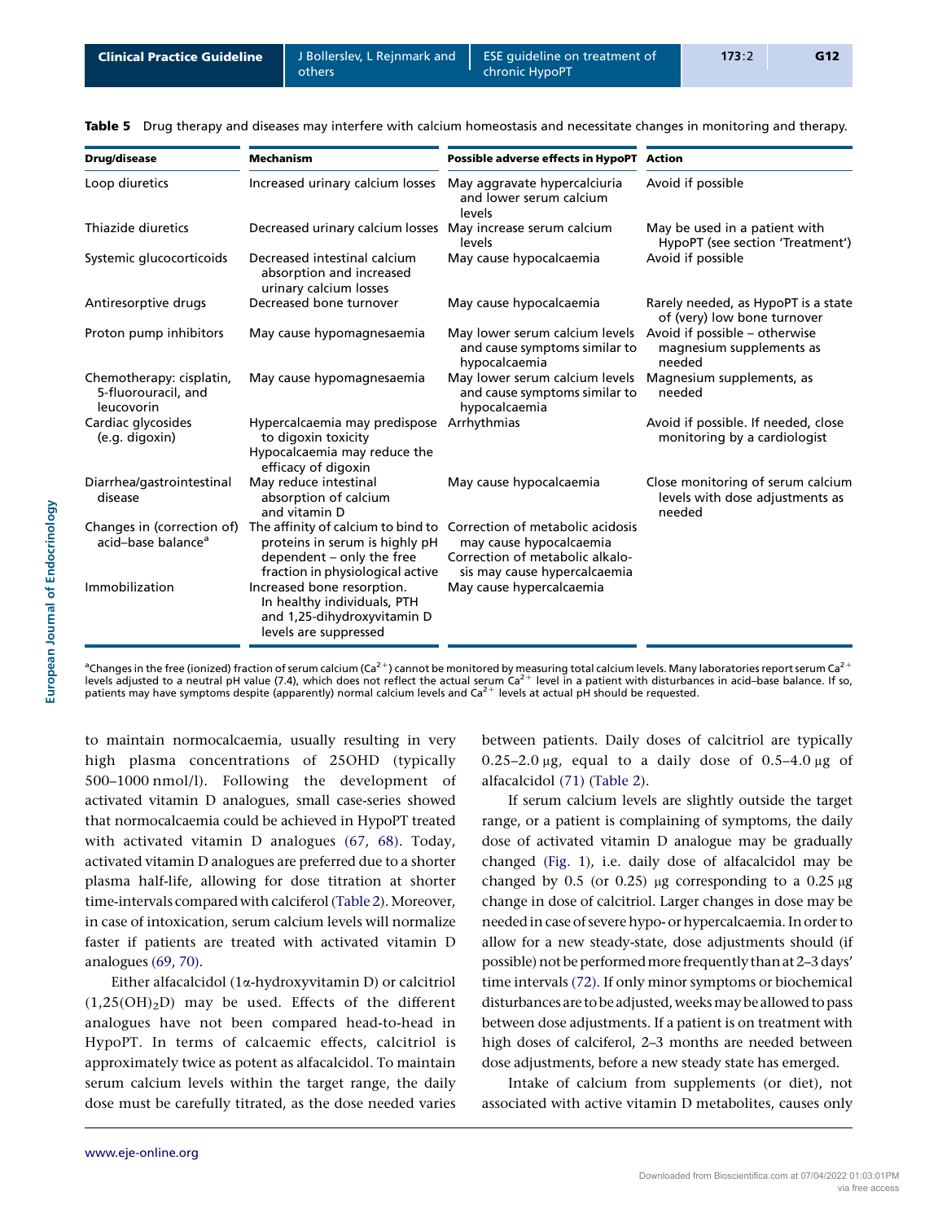**Table 5** Drug therapy and diseases may interfere with calcium homeostasis and necessitate changes in monitoring and therapy.

| Drug/disease | Mechanism | Possible adverse effects in HypoPT | Action |
|---|---|---|---|
| Loop diuretics | Increased urinary calcium losses | May aggravate hypercalciuria and lower serum calcium levels | Avoid if possible |
| Thiazide diuretics | Decreased urinary calcium losses | May increase serum calcium levels | May be used in a patient with HypoPT (see section 'Treatment') |
| Systemic glucocorticoids | Decreased intestinal calcium absorption and increased urinary calcium losses | May cause hypocalcaemia | Avoid if possible |
| Antiresorptive drugs | Decreased bone turnover | May cause hypocalcaemia | Rarely needed, as HypoPT is a state of (very) low bone turnover |
| Proton pump inhibitors | May cause hypomagnesaemia | May lower serum calcium levels and cause symptoms similar to hypocalcaemia | Avoid if possible – otherwise magnesium supplements as needed |
| Chemotherapy: cisplatin, 5-fluorouracil, and leucovorin | May cause hypomagnesaemia | May lower serum calcium levels and cause symptoms similar to hypocalcaemia | Magnesium supplements, as needed |
| Cardiac glycosides (e.g. digoxin) | Hypercalcaemia may predispose to digoxin toxicity<br>Hypocalcaemia may reduce the efficacy of digoxin | Arrhythmias | Avoid if possible. If needed, close monitoring by a cardiologist |
| Diarrhea/gastrointestinal disease | May reduce intestinal absorption of calcium and vitamin D | May cause hypocalcaemia | Close monitoring of serum calcium levels with dose adjustments as needed |
| Changes in (correction of) acid–base balance[a] | The affinity of calcium to bind to proteins in serum is highly pH dependent – only the free fraction in physiological active | Correction of metabolic acidosis may cause hypocalcaemia<br>Correction of metabolic alkalosis may cause hypercalcaemia | |
| Immobilization | Increased bone resorption. In healthy individuals, PTH and 1,25-dihydroxyvitamin D levels are suppressed | May cause hypercalcaemia | |

[a]Changes in the free (ionized) fraction of serum calcium ($Ca^{2+}$) cannot be monitored by measuring total calcium levels. Many laboratories report serum $Ca^{2+}$ levels adjusted to a neutral pH value (7.4), which does not reflect the actual serum $Ca^{2+}$ level in a patient with disturbances in acid–base balance. If so, patients may have symptoms despite (apparently) normal calcium levels and $Ca^{2+}$ levels at actual pH should be requested.

to maintain normocalcaemia, usually resulting in very high plasma concentrations of 25OHD (typically 500–1000 nmol/l). Following the development of activated vitamin D analogues, small case-series showed that normocalcaemia could be achieved in HypoPT treated with activated vitamin D analogues (67, 68). Today, activated vitamin D analogues are preferred due to a shorter plasma half-life, allowing for dose titration at shorter time-intervals compared with calciferol (Table 2). Moreover, in case of intoxication, serum calcium levels will normalize faster if patients are treated with activated vitamin D analogues (69, 70).

Either alfacalcidol (1α-hydroxyvitamin D) or calcitriol ($1,25(OH)_2D$) may be used. Effects of the different analogues have not been compared head-to-head in HypoPT. In terms of calcaemic effects, calcitriol is approximately twice as potent as alfacalcidol. To maintain serum calcium levels within the target range, the daily dose must be carefully titrated, as the dose needed varies between patients. Daily doses of calcitriol are typically 0.25–2.0 μg, equal to a daily dose of 0.5–4.0 μg of alfacalcidol (71) (Table 2).

If serum calcium levels are slightly outside the target range, or a patient is complaining of symptoms, the daily dose of activated vitamin D analogue may be gradually changed (Fig. 1), i.e. daily dose of alfacalcidol may be changed by 0.5 (or 0.25) μg corresponding to a 0.25 μg change in dose of calcitriol. Larger changes in dose may be needed in case of severe hypo- or hypercalcaemia. In order to allow for a new steady-state, dose adjustments should (if possible) not be performed more frequently than at 2–3 days' time intervals (72). If only minor symptoms or biochemical disturbances are to be adjusted, weeks may be allowed to pass between dose adjustments. If a patient is on treatment with high doses of calciferol, 2–3 months are needed between dose adjustments, before a new steady state has emerged.

Intake of calcium from supplements (or diet), not associated with active vitamin D metabolites, causes only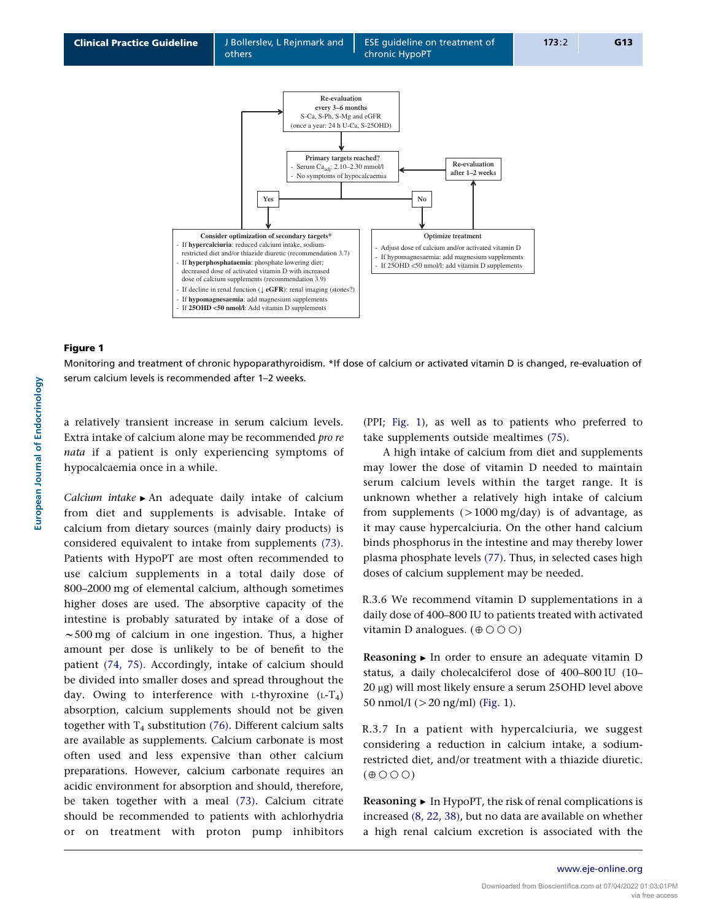Re-evaluation every 3–6 months
S-Ca, S-Ph, S-Mg and eGFR
(once a year: 24 h U-Ca, S-25OHD)

Primary targets reached?
- Serum $Ca_{adj}$: 2.10–2.30 mmol/l
- No symptoms of hypocalcaemia

Re-evaluation after 1–2 weeks

Yes / No

**Consider optimization of secondary targets***
- If **hypercalciuria**: reduced calcium intake, sodium-restricted diet and/or thiazide diuretic (recommendation 3.7)
- If **hyperphosphataemia**: phosphate lowering diet; decreased dose of activated vitamin D with increased dose of calcium supplements (recommendation 3.9)
- If decline in renal function (↓ **eGFR**): renal imaging (stones?)
- If **hypomagnesaemia**: add magnesium supplements
- If **25OHD <50 nmol/l**: Add vitamin D supplements

**Optimize treatment**
- Adjust dose of calcium and/or activated vitamin D
- If hypomagnesaemia: add magnesium supplements
- If 25OHD <50 nmol/l: add vitamin D supplements

**Figure 1**

Monitoring and treatment of chronic hypoparathyroidism. *If dose of calcium or activated vitamin D is changed, re-evaluation of serum calcium levels is recommended after 1–2 weeks.

a relatively transient increase in serum calcium levels. Extra intake of calcium alone may be recommended *pro re nata* if a patient is only experiencing symptoms of hypocalcaemia once in a while.

*Calcium intake* ▸ An adequate daily intake of calcium from diet and supplements is advisable. Intake of calcium from dietary sources (mainly dairy products) is considered equivalent to intake from supplements (73). Patients with HypoPT are most often recommended to use calcium supplements in a total daily dose of 800–2000 mg of elemental calcium, although sometimes higher doses are used. The absorptive capacity of the intestine is probably saturated by intake of a dose of ~500 mg of calcium in one ingestion. Thus, a higher amount per dose is unlikely to be of benefit to the patient (74, 75). Accordingly, intake of calcium should be divided into smaller doses and spread throughout the day. Owing to interference with L-thyroxine ($L\text{-}T_4$) absorption, calcium supplements should not be given together with $T_4$ substitution (76). Different calcium salts are available as supplements. Calcium carbonate is most often used and less expensive than other calcium preparations. However, calcium carbonate requires an acidic environment for absorption and should, therefore, be taken together with a meal (73). Calcium citrate should be recommended to patients with achlorhydria or on treatment with proton pump inhibitors (PPI; Fig. 1), as well as to patients who preferred to take supplements outside mealtimes (75).

A high intake of calcium from diet and supplements may lower the dose of vitamin D needed to maintain serum calcium levels within the target range. It is unknown whether a relatively high intake of calcium from supplements (>1000 mg/day) is of advantage, as it may cause hypercalciuria. On the other hand calcium binds phosphorus in the intestine and may thereby lower plasma phosphate levels (77). Thus, in selected cases high doses of calcium supplement may be needed.

R.3.6 We recommend vitamin D supplementations in a daily dose of 400–800 IU to patients treated with activated vitamin D analogues. (⊕○○○)

**Reasoning** ▸ In order to ensure an adequate vitamin D status, a daily cholecalciferol dose of 400–800 IU (10–20 μg) will most likely ensure a serum 25OHD level above 50 nmol/l (>20 ng/ml) (Fig. 1).

R.3.7 In a patient with hypercalciuria, we suggest considering a reduction in calcium intake, a sodium-restricted diet, and/or treatment with a thiazide diuretic. (⊕○○○)

**Reasoning** ▸ In HypoPT, the risk of renal complications is increased (8, 22, 38), but no data are available on whether a high renal calcium excretion is associated with the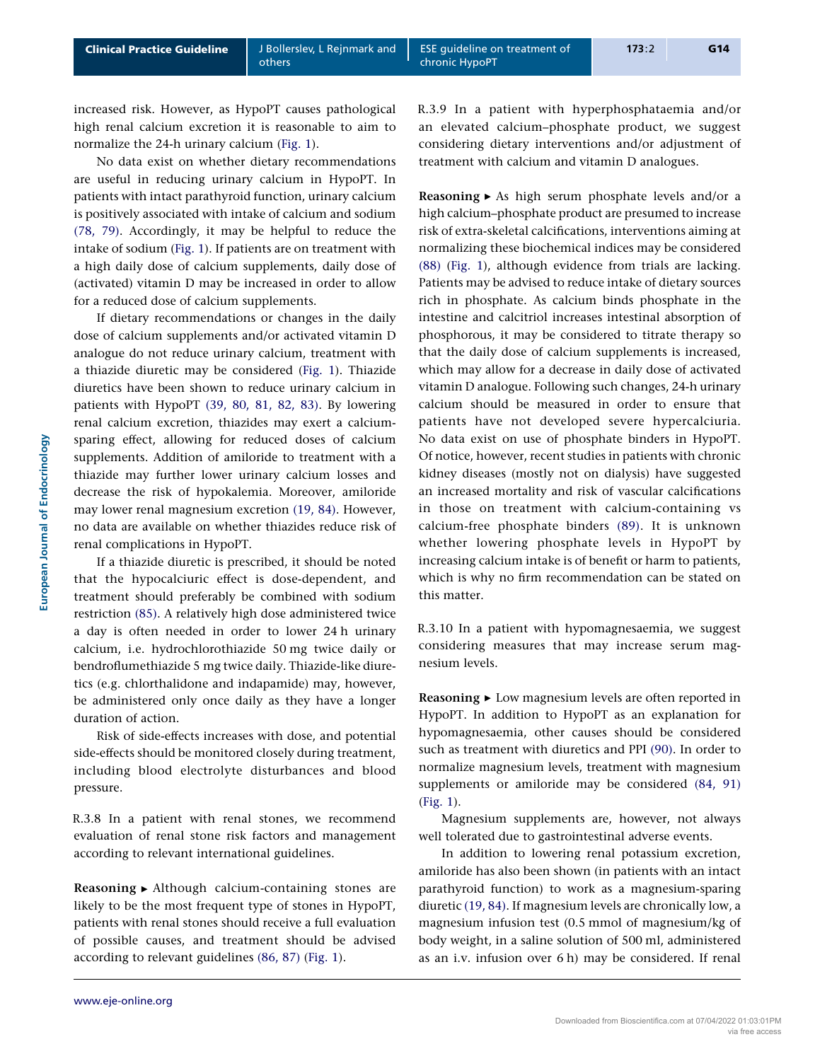increased risk. However, as HypoPT causes pathological high renal calcium excretion it is reasonable to aim to normalize the 24-h urinary calcium (Fig. 1).

No data exist on whether dietary recommendations are useful in reducing urinary calcium in HypoPT. In patients with intact parathyroid function, urinary calcium is positively associated with intake of calcium and sodium (78, 79). Accordingly, it may be helpful to reduce the intake of sodium (Fig. 1). If patients are on treatment with a high daily dose of calcium supplements, daily dose of (activated) vitamin D may be increased in order to allow for a reduced dose of calcium supplements.

If dietary recommendations or changes in the daily dose of calcium supplements and/or activated vitamin D analogue do not reduce urinary calcium, treatment with a thiazide diuretic may be considered (Fig. 1). Thiazide diuretics have been shown to reduce urinary calcium in patients with HypoPT (39, 80, 81, 82, 83). By lowering renal calcium excretion, thiazides may exert a calcium-sparing effect, allowing for reduced doses of calcium supplements. Addition of amiloride to treatment with a thiazide may further lower urinary calcium losses and decrease the risk of hypokalemia. Moreover, amiloride may lower renal magnesium excretion (19, 84). However, no data are available on whether thiazides reduce risk of renal complications in HypoPT.

If a thiazide diuretic is prescribed, it should be noted that the hypocalciuric effect is dose-dependent, and treatment should preferably be combined with sodium restriction (85). A relatively high dose administered twice a day is often needed in order to lower 24 h urinary calcium, i.e. hydrochlorothiazide 50 mg twice daily or bendroflumethiazide 5 mg twice daily. Thiazide-like diuretics (e.g. chlorthalidone and indapamide) may, however, be administered only once daily as they have a longer duration of action.

Risk of side-effects increases with dose, and potential side-effects should be monitored closely during treatment, including blood electrolyte disturbances and blood pressure.

R.3.8 In a patient with renal stones, we recommend evaluation of renal stone risk factors and management according to relevant international guidelines.

**Reasoning ▸** Although calcium-containing stones are likely to be the most frequent type of stones in HypoPT, patients with renal stones should receive a full evaluation of possible causes, and treatment should be advised according to relevant guidelines (86, 87) (Fig. 1).

R.3.9 In a patient with hyperphosphataemia and/or an elevated calcium–phosphate product, we suggest considering dietary interventions and/or adjustment of treatment with calcium and vitamin D analogues.

**Reasoning ▸** As high serum phosphate levels and/or a high calcium–phosphate product are presumed to increase risk of extra-skeletal calcifications, interventions aiming at normalizing these biochemical indices may be considered (88) (Fig. 1), although evidence from trials are lacking. Patients may be advised to reduce intake of dietary sources rich in phosphate. As calcium binds phosphate in the intestine and calcitriol increases intestinal absorption of phosphorous, it may be considered to titrate therapy so that the daily dose of calcium supplements is increased, which may allow for a decrease in daily dose of activated vitamin D analogue. Following such changes, 24-h urinary calcium should be measured in order to ensure that patients have not developed severe hypercalciuria. No data exist on use of phosphate binders in HypoPT. Of notice, however, recent studies in patients with chronic kidney diseases (mostly not on dialysis) have suggested an increased mortality and risk of vascular calcifications in those on treatment with calcium-containing vs calcium-free phosphate binders (89). It is unknown whether lowering phosphate levels in HypoPT by increasing calcium intake is of benefit or harm to patients, which is why no firm recommendation can be stated on this matter.

R.3.10 In a patient with hypomagnesaemia, we suggest considering measures that may increase serum magnesium levels.

**Reasoning ▸** Low magnesium levels are often reported in HypoPT. In addition to HypoPT as an explanation for hypomagnesaemia, other causes should be considered such as treatment with diuretics and PPI (90). In order to normalize magnesium levels, treatment with magnesium supplements or amiloride may be considered (84, 91) (Fig. 1).

Magnesium supplements are, however, not always well tolerated due to gastrointestinal adverse events.

In addition to lowering renal potassium excretion, amiloride has also been shown (in patients with an intact parathyroid function) to work as a magnesium-sparing diuretic (19, 84). If magnesium levels are chronically low, a magnesium infusion test (0.5 mmol of magnesium/kg of body weight, in a saline solution of 500 ml, administered as an i.v. infusion over 6 h) may be considered. If renal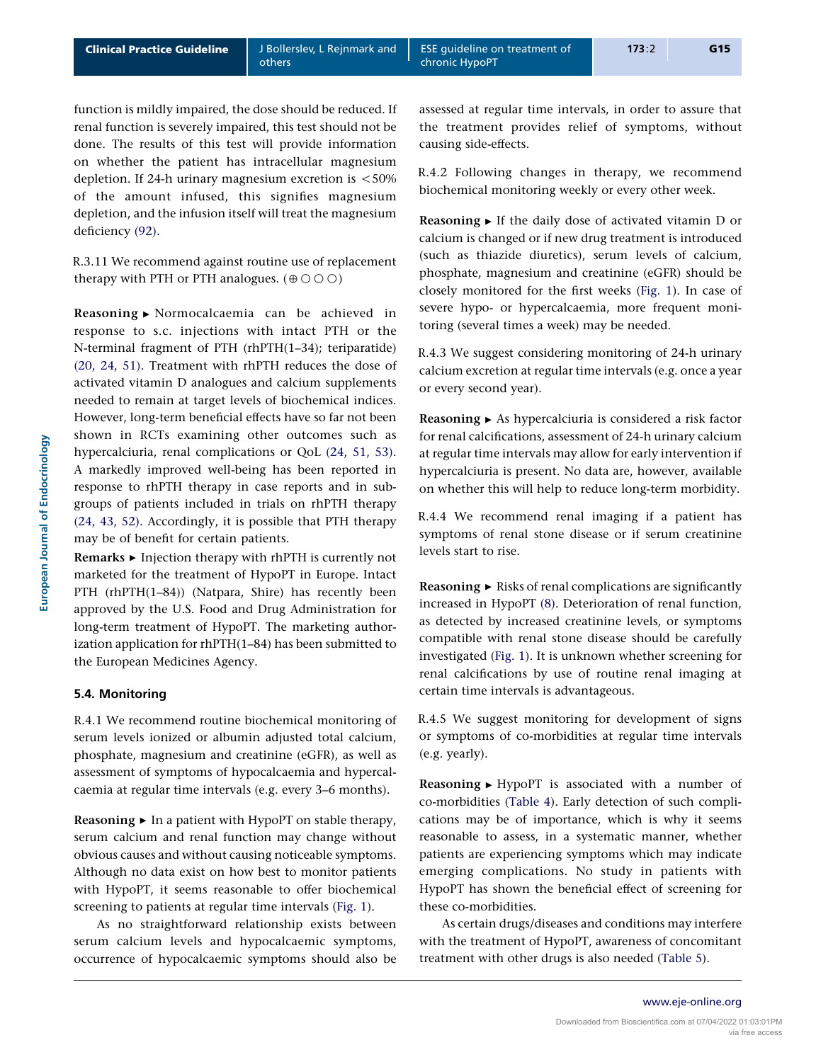function is mildly impaired, the dose should be reduced. If renal function is severely impaired, this test should not be done. The results of this test will provide information on whether the patient has intracellular magnesium depletion. If 24-h urinary magnesium excretion is <50% of the amount infused, this signifies magnesium depletion, and the infusion itself will treat the magnesium deficiency (92).

R.3.11 We recommend against routine use of replacement therapy with PTH or PTH analogues. (⊕○○○)

**Reasoning ▸** Normocalcaemia can be achieved in response to s.c. injections with intact PTH or the N-terminal fragment of PTH (rhPTH(1–34); teriparatide) (20, 24, 51). Treatment with rhPTH reduces the dose of activated vitamin D analogues and calcium supplements needed to remain at target levels of biochemical indices. However, long-term beneficial effects have so far not been shown in RCTs examining other outcomes such as hypercalciuria, renal complications or QoL (24, 51, 53). A markedly improved well-being has been reported in response to rhPTH therapy in case reports and in subgroups of patients included in trials on rhPTH therapy (24, 43, 52). Accordingly, it is possible that PTH therapy may be of benefit for certain patients.

**Remarks ▸** Injection therapy with rhPTH is currently not marketed for the treatment of HypoPT in Europe. Intact PTH (rhPTH(1–84)) (Natpara, Shire) has recently been approved by the U.S. Food and Drug Administration for long-term treatment of HypoPT. The marketing authorization application for rhPTH(1–84) has been submitted to the European Medicines Agency.

### 5.4. Monitoring

R.4.1 We recommend routine biochemical monitoring of serum levels ionized or albumin adjusted total calcium, phosphate, magnesium and creatinine (eGFR), as well as assessment of symptoms of hypocalcaemia and hypercalcaemia at regular time intervals (e.g. every 3–6 months).

**Reasoning ▸** In a patient with HypoPT on stable therapy, serum calcium and renal function may change without obvious causes and without causing noticeable symptoms. Although no data exist on how best to monitor patients with HypoPT, it seems reasonable to offer biochemical screening to patients at regular time intervals (Fig. 1).

As no straightforward relationship exists between serum calcium levels and hypocalcaemic symptoms, occurrence of hypocalcaemic symptoms should also be assessed at regular time intervals, in order to assure that the treatment provides relief of symptoms, without causing side-effects.

R.4.2 Following changes in therapy, we recommend biochemical monitoring weekly or every other week.

**Reasoning ▸** If the daily dose of activated vitamin D or calcium is changed or if new drug treatment is introduced (such as thiazide diuretics), serum levels of calcium, phosphate, magnesium and creatinine (eGFR) should be closely monitored for the first weeks (Fig. 1). In case of severe hypo- or hypercalcaemia, more frequent monitoring (several times a week) may be needed.

R.4.3 We suggest considering monitoring of 24-h urinary calcium excretion at regular time intervals (e.g. once a year or every second year).

**Reasoning ▸** As hypercalciuria is considered a risk factor for renal calcifications, assessment of 24-h urinary calcium at regular time intervals may allow for early intervention if hypercalciuria is present. No data are, however, available on whether this will help to reduce long-term morbidity.

R.4.4 We recommend renal imaging if a patient has symptoms of renal stone disease or if serum creatinine levels start to rise.

**Reasoning ▸** Risks of renal complications are significantly increased in HypoPT (8). Deterioration of renal function, as detected by increased creatinine levels, or symptoms compatible with renal stone disease should be carefully investigated (Fig. 1). It is unknown whether screening for renal calcifications by use of routine renal imaging at certain time intervals is advantageous.

R.4.5 We suggest monitoring for development of signs or symptoms of co-morbidities at regular time intervals (e.g. yearly).

**Reasoning ▸** HypoPT is associated with a number of co-morbidities (Table 4). Early detection of such complications may be of importance, which is why it seems reasonable to assess, in a systematic manner, whether patients are experiencing symptoms which may indicate emerging complications. No study in patients with HypoPT has shown the beneficial effect of screening for these co-morbidities.

As certain drugs/diseases and conditions may interfere with the treatment of HypoPT, awareness of concomitant treatment with other drugs is also needed (Table 5).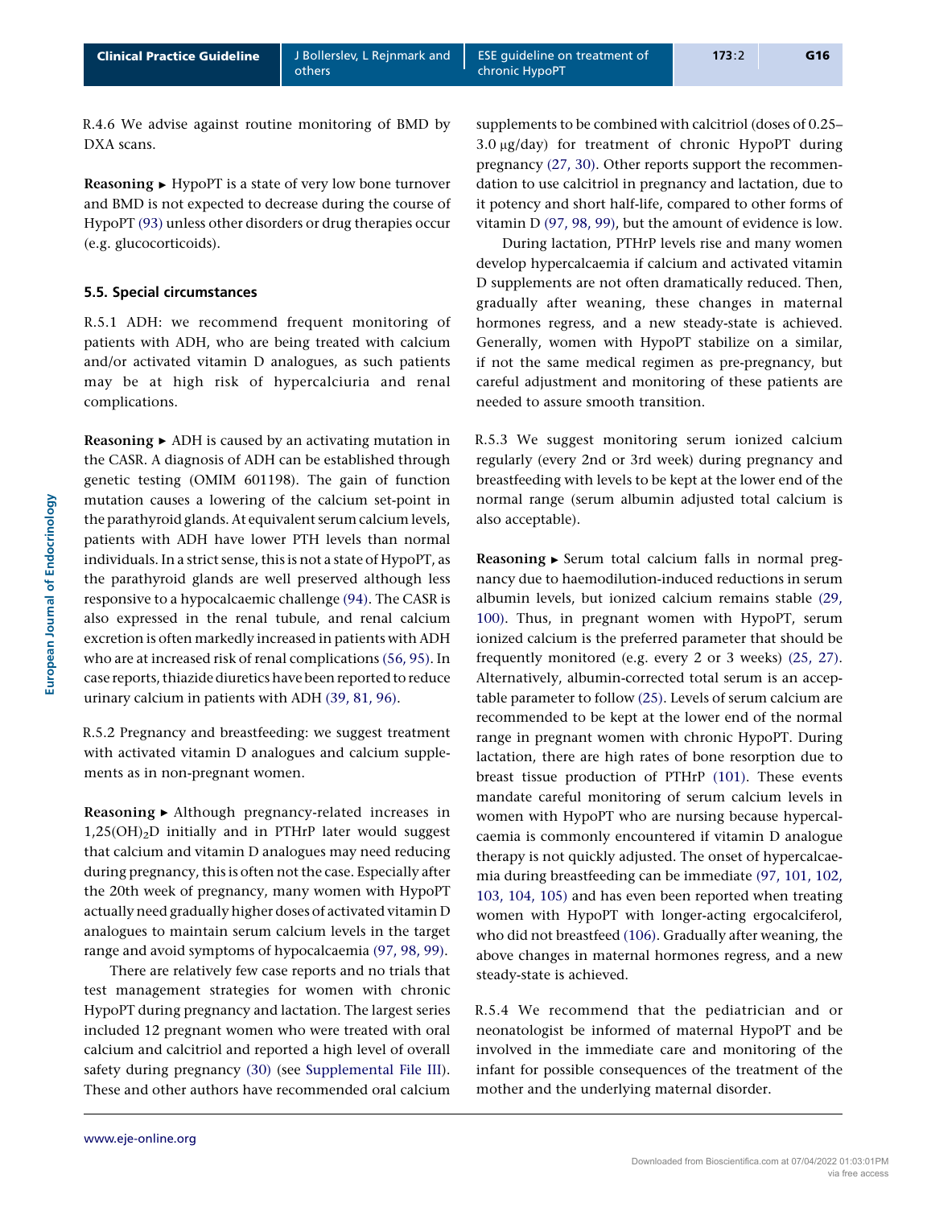R.4.6 We advise against routine monitoring of BMD by DXA scans.

**Reasoning** ► HypoPT is a state of very low bone turnover and BMD is not expected to decrease during the course of HypoPT (93) unless other disorders or drug therapies occur (e.g. glucocorticoids).

### 5.5. Special circumstances

R.5.1 ADH: we recommend frequent monitoring of patients with ADH, who are being treated with calcium and/or activated vitamin D analogues, as such patients may be at high risk of hypercalciuria and renal complications.

**Reasoning** ► ADH is caused by an activating mutation in the CASR. A diagnosis of ADH can be established through genetic testing (OMIM 601198). The gain of function mutation causes a lowering of the calcium set-point in the parathyroid glands. At equivalent serum calcium levels, patients with ADH have lower PTH levels than normal individuals. In a strict sense, this is not a state of HypoPT, as the parathyroid glands are well preserved although less responsive to a hypocalcaemic challenge (94). The CASR is also expressed in the renal tubule, and renal calcium excretion is often markedly increased in patients with ADH who are at increased risk of renal complications (56, 95). In case reports, thiazide diuretics have been reported to reduce urinary calcium in patients with ADH (39, 81, 96).

R.5.2 Pregnancy and breastfeeding: we suggest treatment with activated vitamin D analogues and calcium supplements as in non-pregnant women.

**Reasoning** ► Although pregnancy-related increases in $1,25(OH)_2D$ initially and in PTHrP later would suggest that calcium and vitamin D analogues may need reducing during pregnancy, this is often not the case. Especially after the 20th week of pregnancy, many women with HypoPT actually need gradually higher doses of activated vitamin D analogues to maintain serum calcium levels in the target range and avoid symptoms of hypocalcaemia (97, 98, 99).

There are relatively few case reports and no trials that test management strategies for women with chronic HypoPT during pregnancy and lactation. The largest series included 12 pregnant women who were treated with oral calcium and calcitriol and reported a high level of overall safety during pregnancy (30) (see Supplemental File III). These and other authors have recommended oral calcium supplements to be combined with calcitriol (doses of 0.25–3.0 μg/day) for treatment of chronic HypoPT during pregnancy (27, 30). Other reports support the recommendation to use calcitriol in pregnancy and lactation, due to it potency and short half-life, compared to other forms of vitamin D (97, 98, 99), but the amount of evidence is low.

During lactation, PTHrP levels rise and many women develop hypercalcaemia if calcium and activated vitamin D supplements are not often dramatically reduced. Then, gradually after weaning, these changes in maternal hormones regress, and a new steady-state is achieved. Generally, women with HypoPT stabilize on a similar, if not the same medical regimen as pre-pregnancy, but careful adjustment and monitoring of these patients are needed to assure smooth transition.

R.5.3 We suggest monitoring serum ionized calcium regularly (every 2nd or 3rd week) during pregnancy and breastfeeding with levels to be kept at the lower end of the normal range (serum albumin adjusted total calcium is also acceptable).

**Reasoning** ► Serum total calcium falls in normal pregnancy due to haemodilution-induced reductions in serum albumin levels, but ionized calcium remains stable (29, 100). Thus, in pregnant women with HypoPT, serum ionized calcium is the preferred parameter that should be frequently monitored (e.g. every 2 or 3 weeks) (25, 27). Alternatively, albumin-corrected total serum is an acceptable parameter to follow (25). Levels of serum calcium are recommended to be kept at the lower end of the normal range in pregnant women with chronic HypoPT. During lactation, there are high rates of bone resorption due to breast tissue production of PTHrP (101). These events mandate careful monitoring of serum calcium levels in women with HypoPT who are nursing because hypercalcaemia is commonly encountered if vitamin D analogue therapy is not quickly adjusted. The onset of hypercalcaemia during breastfeeding can be immediate (97, 101, 102, 103, 104, 105) and has even been reported when treating women with HypoPT with longer-acting ergocalciferol, who did not breastfeed (106). Gradually after weaning, the above changes in maternal hormones regress, and a new steady-state is achieved.

R.5.4 We recommend that the pediatrician and or neonatologist be informed of maternal HypoPT and be involved in the immediate care and monitoring of the infant for possible consequences of the treatment of the mother and the underlying maternal disorder.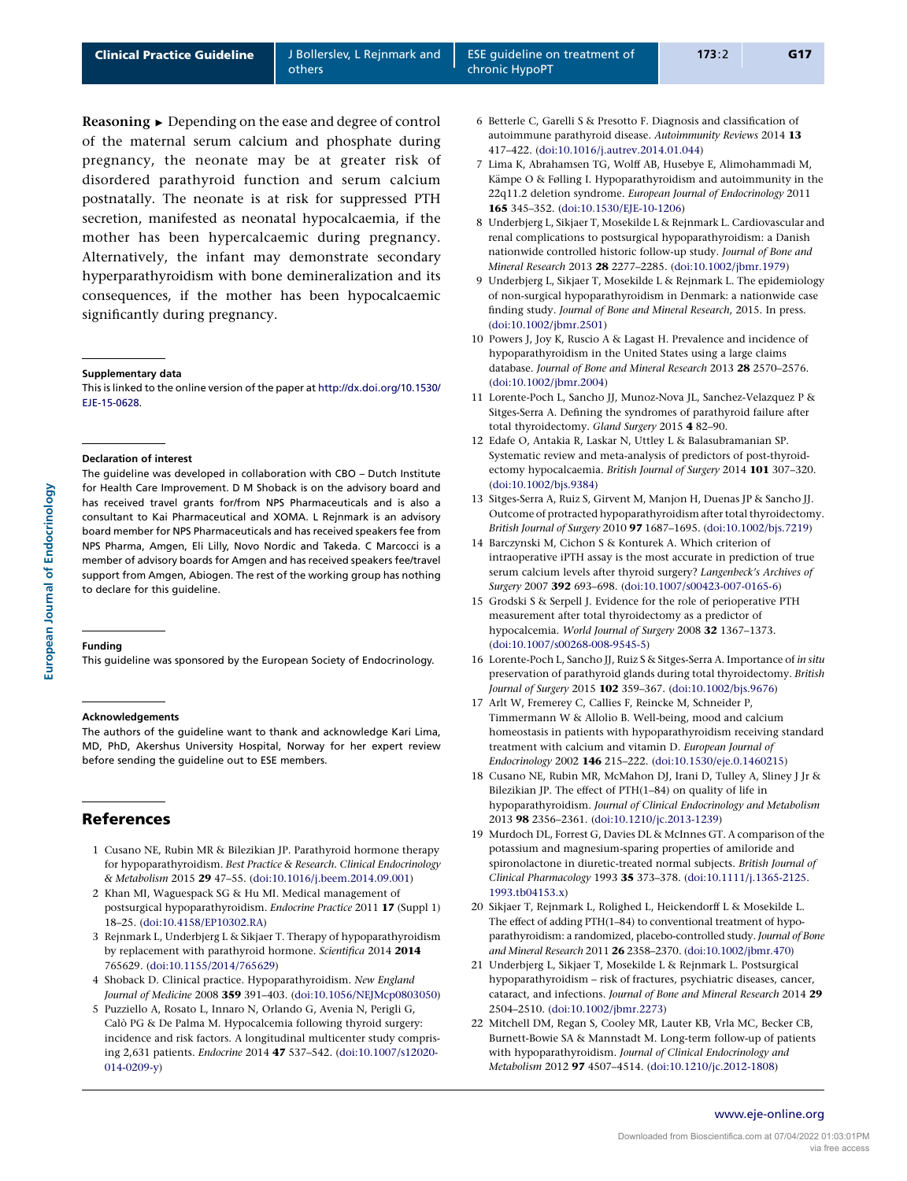**Reasoning** ► Depending on the ease and degree of control of the maternal serum calcium and phosphate during pregnancy, the neonate may be at greater risk of disordered parathyroid function and serum calcium postnatally. The neonate is at risk for suppressed PTH secretion, manifested as neonatal hypocalcaemia, if the mother has been hypercalcaemic during pregnancy. Alternatively, the infant may demonstrate secondary hyperparathyroidism with bone demineralization and its consequences, if the mother has been hypocalcaemic significantly during pregnancy.

#### Supplementary data

This is linked to the online version of the paper at http://dx.doi.org/10.1530/EJE-15-0628.

#### Declaration of interest

The guideline was developed in collaboration with CBO – Dutch Institute for Health Care Improvement. D M Shoback is on the advisory board and has received travel grants for/from NPS Pharmaceuticals and is also a consultant to Kai Pharmaceutical and XOMA. L Rejnmark is an advisory board member for NPS Pharmaceuticals and has received speakers fee from NPS Pharma, Amgen, Eli Lilly, Novo Nordic and Takeda. C Marcocci is a member of advisory boards for Amgen and has received speakers fee/travel support from Amgen, Abiogen. The rest of the working group has nothing to declare for this guideline.

#### Funding

This guideline was sponsored by the European Society of Endocrinology.

#### Acknowledgements

The authors of the guideline want to thank and acknowledge Kari Lima, MD, PhD, Akershus University Hospital, Norway for her expert review before sending the guideline out to ESE members.

## References

1. Cusano NE, Rubin MR & Bilezikian JP. Parathyroid hormone therapy for hypoparathyroidism. *Best Practice & Research. Clinical Endocrinology & Metabolism* 2015 **29** 47–55. (doi:10.1016/j.beem.2014.09.001)
2. Khan MI, Waguespack SG & Hu MI. Medical management of postsurgical hypoparathyroidism. *Endocrine Practice* 2011 **17** (Suppl 1) 18–25. (doi:10.4158/EP10302.RA)
3. Rejnmark L, Underbjerg L & Sikjaer T. Therapy of hypoparathyroidism by replacement with parathyroid hormone. *Scientifica* 2014 **2014** 765629. (doi:10.1155/2014/765629)
4. Shoback D. Clinical practice. Hypoparathyroidism. *New England Journal of Medicine* 2008 **359** 391–403. (doi:10.1056/NEJMcp0803050)
5. Puzziello A, Rosato L, Innaro N, Orlando G, Avenia N, Perigli G, Calò PG & De Palma M. Hypocalcemia following thyroid surgery: incidence and risk factors. A longitudinal multicenter study comprising 2,631 patients. *Endocrine* 2014 **47** 537–542. (doi:10.1007/s12020-014-0209-y)
6. Betterle C, Garelli S & Presotto F. Diagnosis and classification of autoimmune parathyroid disease. *Autoimmunity Reviews* 2014 **13** 417–422. (doi:10.1016/j.autrev.2014.01.044)
7. Lima K, Abrahamsen TG, Wolff AB, Husebye E, Alimohammadi M, Kämpe O & Følling I. Hypoparathyroidism and autoimmunity in the 22q11.2 deletion syndrome. *European Journal of Endocrinology* 2011 **165** 345–352. (doi:10.1530/EJE-10-1206)
8. Underbjerg L, Sikjaer T, Mosekilde L & Rejnmark L. Cardiovascular and renal complications to postsurgical hypoparathyroidism: a Danish nationwide controlled historic follow-up study. *Journal of Bone and Mineral Research* 2013 **28** 2277–2285. (doi:10.1002/jbmr.1979)
9. Underbjerg L, Sikjaer T, Mosekilde L & Rejnmark L. The epidemiology of non-surgical hypoparathyroidism in Denmark: a nationwide case finding study. *Journal of Bone and Mineral Research*, 2015. In press. (doi:10.1002/jbmr.2501)
10. Powers J, Joy K, Ruscio A & Lagast H. Prevalence and incidence of hypoparathyroidism in the United States using a large claims database. *Journal of Bone and Mineral Research* 2013 **28** 2570–2576. (doi:10.1002/jbmr.2004)
11. Lorente-Poch L, Sancho JJ, Munoz-Nova JL, Sanchez-Velazquez P & Sitges-Serra A. Defining the syndromes of parathyroid failure after total thyroidectomy. *Gland Surgery* 2015 **4** 82–90.
12. Edafe O, Antakia R, Laskar N, Uttley L & Balasubramanian SP. Systematic review and meta-analysis of predictors of post-thyroidectomy hypocalcaemia. *British Journal of Surgery* 2014 **101** 307–320. (doi:10.1002/bjs.9384)
13. Sitges-Serra A, Ruiz S, Girvent M, Manjon H, Duenas JP & Sancho JJ. Outcome of protracted hypoparathyroidism after total thyroidectomy. *British Journal of Surgery* 2010 **97** 1687–1695. (doi:10.1002/bjs.7219)
14. Barczynski M, Cichon S & Konturek A. Which criterion of intraoperative iPTH assay is the most accurate in prediction of true serum calcium levels after thyroid surgery? *Langenbeck's Archives of Surgery* 2007 **392** 693–698. (doi:10.1007/s00423-007-0165-6)
15. Grodski S & Serpell J. Evidence for the role of perioperative PTH measurement after total thyroidectomy as a predictor of hypocalcemia. *World Journal of Surgery* 2008 **32** 1367–1373. (doi:10.1007/s00268-008-9545-5)
16. Lorente-Poch L, Sancho JJ, Ruiz S & Sitges-Serra A. Importance of *in situ* preservation of parathyroid glands during total thyroidectomy. *British Journal of Surgery* 2015 **102** 359–367. (doi:10.1002/bjs.9676)
17. Arlt W, Fremerey C, Callies F, Reincke M, Schneider P, Timmermann W & Allolio B. Well-being, mood and calcium homeostasis in patients with hypoparathyroidism receiving standard treatment with calcium and vitamin D. *European Journal of Endocrinology* 2002 **146** 215–222. (doi:10.1530/eje.0.1460215)
18. Cusano NE, Rubin MR, McMahon DJ, Irani D, Tulley A, Sliney J Jr & Bilezikian JP. The effect of PTH(1–84) on quality of life in hypoparathyroidism. *Journal of Clinical Endocrinology and Metabolism* 2013 **98** 2356–2361. (doi:10.1210/jc.2013-1239)
19. Murdoch DL, Forrest G, Davies DL & McInnes GT. A comparison of the potassium and magnesium-sparing properties of amiloride and spironolactone in diuretic-treated normal subjects. *British Journal of Clinical Pharmacology* 1993 **35** 373–378. (doi:10.1111/j.1365-2125.1993.tb04153.x)
20. Sikjaer T, Rejnmark L, Rolighed L, Heickendorff L & Mosekilde L. The effect of adding PTH(1–84) to conventional treatment of hypoparathyroidism: a randomized, placebo-controlled study. *Journal of Bone and Mineral Research* 2011 **26** 2358–2370. (doi:10.1002/jbmr.470)
21. Underbjerg L, Sikjaer T, Mosekilde L & Rejnmark L. Postsurgical hypoparathyroidism – risk of fractures, psychiatric diseases, cancer, cataract, and infections. *Journal of Bone and Mineral Research* 2014 **29** 2504–2510. (doi:10.1002/jbmr.2273)
22. Mitchell DM, Regan S, Cooley MR, Lauter KB, Vrla MC, Becker CB, Burnett-Bowie SA & Mannstadt M. Long-term follow-up of patients with hypoparathyroidism. *Journal of Clinical Endocrinology and Metabolism* 2012 **97** 4507–4514. (doi:10.1210/jc.2012-1808)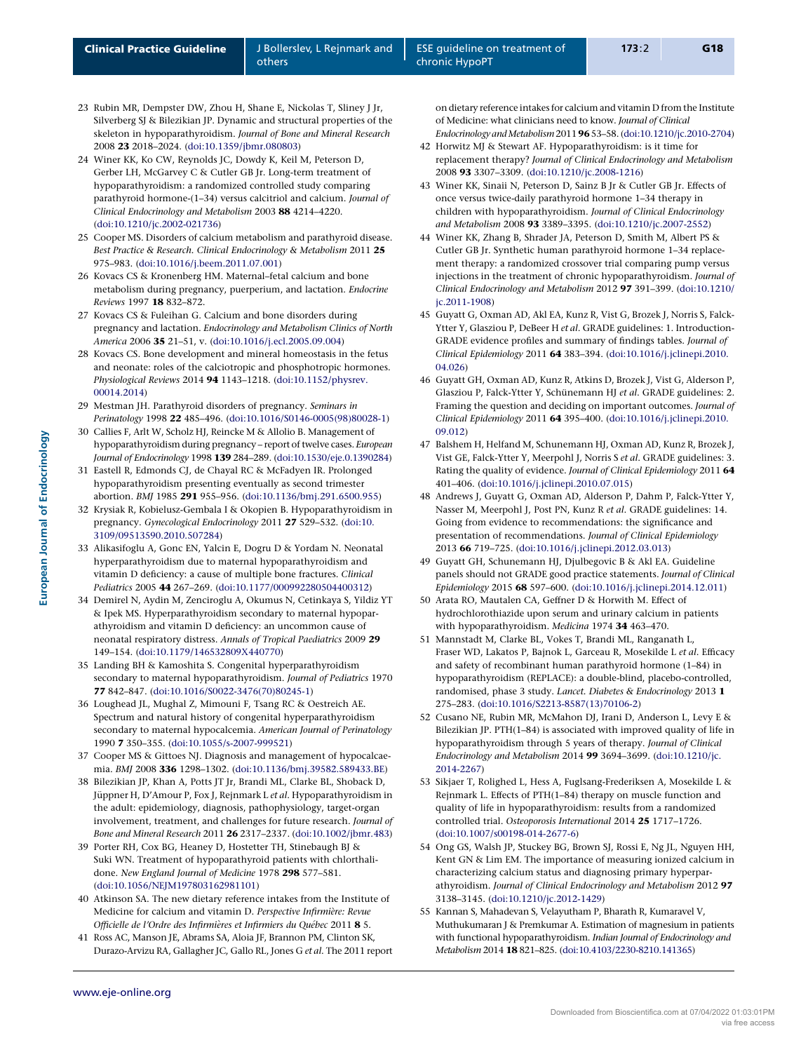23 Rubin MR, Dempster DW, Zhou H, Shane E, Nickolas T, Sliney J Jr, Silverberg SJ & Bilezikian JP. Dynamic and structural properties of the skeleton in hypoparathyroidism. *Journal of Bone and Mineral Research* 2008 **23** 2018–2024. (doi:10.1359/jbmr.080803)

24 Winer KK, Ko CW, Reynolds JC, Dowdy K, Keil M, Peterson D, Gerber LH, McGarvey C & Cutler GB Jr. Long-term treatment of hypoparathyroidism: a randomized controlled study comparing parathyroid hormone-(1–34) versus calcitriol and calcium. *Journal of Clinical Endocrinology and Metabolism* 2003 **88** 4214–4220. (doi:10.1210/jc.2002-021736)

25 Cooper MS. Disorders of calcium metabolism and parathyroid disease. *Best Practice & Research. Clinical Endocrinology & Metabolism* 2011 **25** 975–983. (doi:10.1016/j.beem.2011.07.001)

26 Kovacs CS & Kronenberg HM. Maternal–fetal calcium and bone metabolism during pregnancy, puerperium, and lactation. *Endocrine Reviews* 1997 **18** 832–872.

27 Kovacs CS & Fuleihan G. Calcium and bone disorders during pregnancy and lactation. *Endocrinology and Metabolism Clinics of North America* 2006 **35** 21–51, v. (doi:10.1016/j.ecl.2005.09.004)

28 Kovacs CS. Bone development and mineral homeostasis in the fetus and neonate: roles of the calciotropic and phosphotropic hormones. *Physiological Reviews* 2014 **94** 1143–1218. (doi:10.1152/physrev.00014.2014)

29 Mestman JH. Parathyroid disorders of pregnancy. *Seminars in Perinatology* 1998 **22** 485–496. (doi:10.1016/S0146-0005(98)80028-1)

30 Callies F, Arlt W, Scholz HJ, Reincke M & Allolio B. Management of hypoparathyroidism during pregnancy – report of twelve cases. *European Journal of Endocrinology* 1998 **139** 284–289. (doi:10.1530/eje.0.1390284)

31 Eastell R, Edmonds CJ, de Chayal RC & McFadyen IR. Prolonged hypoparathyroidism presenting eventually as second trimester abortion. *BMJ* 1985 **291** 955–956. (doi:10.1136/bmj.291.6500.955)

32 Krysiak R, Kobielusz-Gembala I & Okopien B. Hypoparathyroidism in pregnancy. *Gynecological Endocrinology* 2011 **27** 529–532. (doi:10.3109/09513590.2010.507284)

33 Alikasifoglu A, Gonc EN, Yalcin E, Dogru D & Yordam N. Neonatal hyperparathyroidism due to maternal hypoparathyroidism and vitamin D deficiency: a cause of multiple bone fractures. *Clinical Pediatrics* 2005 **44** 267–269. (doi:10.1177/000992280504400312)

34 Demirel N, Aydin M, Zenciroglu A, Okumus N, Cetinkaya S, Yildiz YT & Ipek MS. Hyperparathyroidism secondary to maternal hypoparathyroidism and vitamin D deficiency: an uncommon cause of neonatal respiratory distress. *Annals of Tropical Paediatrics* 2009 **29** 149–154. (doi:10.1179/146532809X440770)

35 Landing BH & Kamoshita S. Congenital hyperparathyroidism secondary to maternal hypoparathyroidism. *Journal of Pediatrics* 1970 **77** 842–847. (doi:10.1016/S0022-3476(70)80245-1)

36 Loughead JL, Mughal Z, Mimouni F, Tsang RC & Oestreich AE. Spectrum and natural history of congenital hyperparathyroidism secondary to maternal hypocalcemia. *American Journal of Perinatology* 1990 **7** 350–355. (doi:10.1055/s-2007-999521)

37 Cooper MS & Gittoes NJ. Diagnosis and management of hypocalcaemia. *BMJ* 2008 **336** 1298–1302. (doi:10.1136/bmj.39582.589433.BE)

38 Bilezikian JP, Khan A, Potts JT Jr, Brandi ML, Clarke BL, Shoback D, Jüppner H, D'Amour P, Fox J, Rejnmark L *et al*. Hypoparathyroidism in the adult: epidemiology, diagnosis, pathophysiology, target-organ involvement, treatment, and challenges for future research. *Journal of Bone and Mineral Research* 2011 **26** 2317–2337. (doi:10.1002/jbmr.483)

39 Porter RH, Cox BG, Heaney D, Hostetter TH, Stinebaugh BJ & Suki WN. Treatment of hypoparathyroid patients with chlorthalidone. *New England Journal of Medicine* 1978 **298** 577–581. (doi:10.1056/NEJM197803162981101)

40 Atkinson SA. The new dietary reference intakes from the Institute of Medicine for calcium and vitamin D. *Perspective Infirmière: Revue Officielle de l'Ordre des Infirmières et Infirmiers du Québec* 2011 **8** 5.

41 Ross AC, Manson JE, Abrams SA, Aloia JF, Brannon PM, Clinton SK, Durazo-Arvizu RA, Gallagher JC, Gallo RL, Jones G *et al*. The 2011 report on dietary reference intakes for calcium and vitamin D from the Institute of Medicine: what clinicians need to know. *Journal of Clinical Endocrinology and Metabolism* 2011 **96** 53–58. (doi:10.1210/jc.2010-2704)

42 Horwitz MJ & Stewart AF. Hypoparathyroidism: is it time for replacement therapy? *Journal of Clinical Endocrinology and Metabolism* 2008 **93** 3307–3309. (doi:10.1210/jc.2008-1216)

43 Winer KK, Sinaii N, Peterson D, Sainz B Jr & Cutler GB Jr. Effects of once versus twice-daily parathyroid hormone 1–34 therapy in children with hypoparathyroidism. *Journal of Clinical Endocrinology and Metabolism* 2008 **93** 3389–3395. (doi:10.1210/jc.2007-2552)

44 Winer KK, Zhang B, Shrader JA, Peterson D, Smith M, Albert PS & Cutler GB Jr. Synthetic human parathyroid hormone 1–34 replacement therapy: a randomized crossover trial comparing pump versus injections in the treatment of chronic hypoparathyroidism. *Journal of Clinical Endocrinology and Metabolism* 2012 **97** 391–399. (doi:10.1210/jc.2011-1908)

45 Guyatt G, Oxman AD, Akl EA, Kunz R, Vist G, Brozek J, Norris S, Falck-Ytter Y, Glasziou P, DeBeer H *et al*. GRADE guidelines: 1. Introduction-GRADE evidence profiles and summary of findings tables. *Journal of Clinical Epidemiology* 2011 **64** 383–394. (doi:10.1016/j.jclinepi.2010.04.026)

46 Guyatt GH, Oxman AD, Kunz R, Atkins D, Brozek J, Vist G, Alderson P, Glasziou P, Falck-Ytter Y, Schünemann HJ *et al*. GRADE guidelines: 2. Framing the question and deciding on important outcomes. *Journal of Clinical Epidemiology* 2011 **64** 395–400. (doi:10.1016/j.jclinepi.2010.09.012)

47 Balshem H, Helfand M, Schunemann HJ, Oxman AD, Kunz R, Brozek J, Vist GE, Falck-Ytter Y, Meerpohl J, Norris S *et al*. GRADE guidelines: 3. Rating the quality of evidence. *Journal of Clinical Epidemiology* 2011 **64** 401–406. (doi:10.1016/j.jclinepi.2010.07.015)

48 Andrews J, Guyatt G, Oxman AD, Alderson P, Dahm P, Falck-Ytter Y, Nasser M, Meerpohl J, Post PN, Kunz R *et al*. GRADE guidelines: 14. Going from evidence to recommendations: the significance and presentation of recommendations. *Journal of Clinical Epidemiology* 2013 **66** 719–725. (doi:10.1016/j.jclinepi.2012.03.013)

49 Guyatt GH, Schunemann HJ, Djulbegovic B & Akl EA. Guideline panels should not GRADE good practice statements. *Journal of Clinical Epidemiology* 2015 **68** 597–600. (doi:10.1016/j.jclinepi.2014.12.011)

50 Arata RO, Mautalen CA, Geffner D & Horwith M. Effect of hydrochlorothiazide upon serum and urinary calcium in patients with hypoparathyroidism. *Medicina* 1974 **34** 463–470.

51 Mannstadt M, Clarke BL, Vokes T, Brandi ML, Ranganath L, Fraser WD, Lakatos P, Bajnok L, Garceau R, Mosekilde L *et al*. Efficacy and safety of recombinant human parathyroid hormone (1–84) in hypoparathyroidism (REPLACE): a double-blind, placebo-controlled, randomised, phase 3 study. *Lancet. Diabetes & Endocrinology* 2013 **1** 275–283. (doi:10.1016/S2213-8587(13)70106-2)

52 Cusano NE, Rubin MR, McMahon DJ, Irani D, Anderson L, Levy E & Bilezikian JP. PTH(1–84) is associated with improved quality of life in hypoparathyroidism through 5 years of therapy. *Journal of Clinical Endocrinology and Metabolism* 2014 **99** 3694–3699. (doi:10.1210/jc.2014-2267)

53 Sikjaer T, Rolighed L, Hess A, Fuglsang-Frederiksen A, Mosekilde L & Rejnmark L. Effects of PTH(1–84) therapy on muscle function and quality of life in hypoparathyroidism: results from a randomized controlled trial. *Osteoporosis International* 2014 **25** 1717–1726. (doi:10.1007/s00198-014-2677-6)

54 Ong GS, Walsh JP, Stuckey BG, Brown SJ, Rossi E, Ng JL, Nguyen HH, Kent GN & Lim EM. The importance of measuring ionized calcium in characterizing calcium status and diagnosing primary hyperparathyroidism. *Journal of Clinical Endocrinology and Metabolism* 2012 **97** 3138–3145. (doi:10.1210/jc.2012-1429)

55 Kannan S, Mahadevan S, Velayutham P, Bharath R, Kumaravel V, Muthukumaran J & Premkumar A. Estimation of magnesium in patients with functional hypoparathyroidism. *Indian Journal of Endocrinology and Metabolism* 2014 **18** 821–825. (doi:10.4103/2230-8210.141365)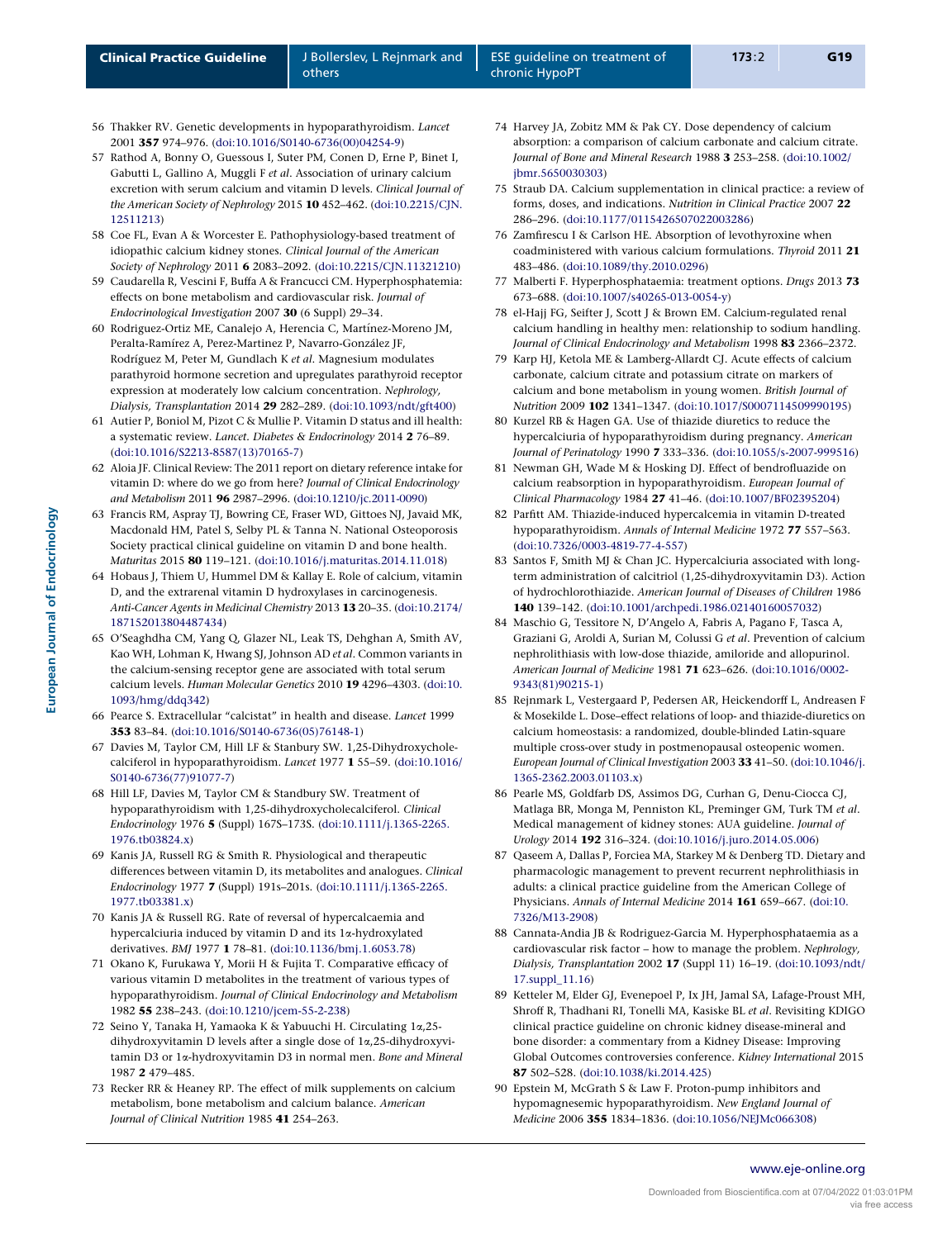56 Thakker RV. Genetic developments in hypoparathyroidism. *Lancet* 2001 **357** 974–976. (doi:10.1016/S0140-6736(00)04254-9)

57 Rathod A, Bonny O, Guessous I, Suter PM, Conen D, Erne P, Binet I, Gabutti L, Gallino A, Muggli F *et al*. Association of urinary calcium excretion with serum calcium and vitamin D levels. *Clinical Journal of the American Society of Nephrology* 2015 **10** 452–462. (doi:10.2215/CJN.12511213)

58 Coe FL, Evan A & Worcester E. Pathophysiology-based treatment of idiopathic calcium kidney stones. *Clinical Journal of the American Society of Nephrology* 2011 **6** 2083–2092. (doi:10.2215/CJN.11321210)

59 Caudarella R, Vescini F, Buffa A & Francucci CM. Hyperphosphatemia: effects on bone metabolism and cardiovascular risk. *Journal of Endocrinological Investigation* 2007 **30** (6 Suppl) 29–34.

60 Rodriguez-Ortiz ME, Canalejo A, Herencia C, Martínez-Moreno JM, Peralta-Ramírez A, Perez-Martinez P, Navarro-González JF, Rodríguez M, Peter M, Gundlach K *et al*. Magnesium modulates parathyroid hormone secretion and upregulates parathyroid receptor expression at moderately low calcium concentration. *Nephrology, Dialysis, Transplantation* 2014 **29** 282–289. (doi:10.1093/ndt/gft400)

61 Autier P, Boniol M, Pizot C & Mullie P. Vitamin D status and ill health: a systematic review. *Lancet. Diabetes & Endocrinology* 2014 **2** 76–89. (doi:10.1016/S2213-8587(13)70165-7)

62 Aloia JF. Clinical Review: The 2011 report on dietary reference intake for vitamin D: where do we go from here? *Journal of Clinical Endocrinology and Metabolism* 2011 **96** 2987–2996. (doi:10.1210/jc.2011-0090)

63 Francis RM, Aspray TJ, Bowring CE, Fraser WD, Gittoes NJ, Javaid MK, Macdonald HM, Patel S, Selby PL & Tanna N. National Osteoporosis Society practical clinical guideline on vitamin D and bone health. *Maturitas* 2015 **80** 119–121. (doi:10.1016/j.maturitas.2014.11.018)

64 Hobaus J, Thiem U, Hummel DM & Kallay E. Role of calcium, vitamin D, and the extrarenal vitamin D hydroxylases in carcinogenesis. *Anti-Cancer Agents in Medicinal Chemistry* 2013 **13** 20–35. (doi:10.2174/187152013804487434)

65 O'Seaghdha CM, Yang Q, Glazer NL, Leak TS, Dehghan A, Smith AV, Kao WH, Lohman K, Hwang SJ, Johnson AD *et al*. Common variants in the calcium-sensing receptor gene are associated with total serum calcium levels. *Human Molecular Genetics* 2010 **19** 4296–4303. (doi:10.1093/hmg/ddq342)

66 Pearce S. Extracellular "calcistat" in health and disease. *Lancet* 1999 **353** 83–84. (doi:10.1016/S0140-6736(05)76148-1)

67 Davies M, Taylor CM, Hill LF & Stanbury SW. 1,25-Dihydroxycholecalciferol in hypoparathyroidism. *Lancet* 1977 **1** 55–59. (doi:10.1016/S0140-6736(77)91077-7)

68 Hill LF, Davies M, Taylor CM & Standbury SW. Treatment of hypoparathyroidism with 1,25-dihydroxycholecalciferol. *Clinical Endocrinology* 1976 **5** (Suppl) 167S–173S. (doi:10.1111/j.1365-2265.1976.tb03824.x)

69 Kanis JA, Russell RG & Smith R. Physiological and therapeutic differences between vitamin D, its metabolites and analogues. *Clinical Endocrinology* 1977 **7** (Suppl) 191s–201s. (doi:10.1111/j.1365-2265.1977.tb03381.x)

70 Kanis JA & Russell RG. Rate of reversal of hypercalcaemia and hypercalciuria induced by vitamin D and its 1α-hydroxylated derivatives. *BMJ* 1977 **1** 78–81. (doi:10.1136/bmj.1.6053.78)

71 Okano K, Furukawa Y, Morii H & Fujita T. Comparative efficacy of various vitamin D metabolites in the treatment of various types of hypoparathyroidism. *Journal of Clinical Endocrinology and Metabolism* 1982 **55** 238–243. (doi:10.1210/jcem-55-2-238)

72 Seino Y, Tanaka H, Yamaoka K & Yabuuchi H. Circulating 1α,25-dihydroxyvitamin D levels after a single dose of 1α,25-dihydroxyvitamin D3 or 1α-hydroxyvitamin D3 in normal men. *Bone and Mineral* 1987 **2** 479–485.

73 Recker RR & Heaney RP. The effect of milk supplements on calcium metabolism, bone metabolism and calcium balance. *American Journal of Clinical Nutrition* 1985 **41** 254–263.

74 Harvey JA, Zobitz MM & Pak CY. Dose dependency of calcium absorption: a comparison of calcium carbonate and calcium citrate. *Journal of Bone and Mineral Research* 1988 **3** 253–258. (doi:10.1002/jbmr.5650030303)

75 Straub DA. Calcium supplementation in clinical practice: a review of forms, doses, and indications. *Nutrition in Clinical Practice* 2007 **22** 286–296. (doi:10.1177/0115426507022003286)

76 Zamfirescu I & Carlson HE. Absorption of levothyroxine when coadministered with various calcium formulations. *Thyroid* 2011 **21** 483–486. (doi:10.1089/thy.2010.0296)

77 Malberti F. Hyperphosphataemia: treatment options. *Drugs* 2013 **73** 673–688. (doi:10.1007/s40265-013-0054-y)

78 el-Hajj FG, Seifter J, Scott J & Brown EM. Calcium-regulated renal calcium handling in healthy men: relationship to sodium handling. *Journal of Clinical Endocrinology and Metabolism* 1998 **83** 2366–2372.

79 Karp HJ, Ketola ME & Lamberg-Allardt CJ. Acute effects of calcium carbonate, calcium citrate and potassium citrate on markers of calcium and bone metabolism in young women. *British Journal of Nutrition* 2009 **102** 1341–1347. (doi:10.1017/S0007114509990195)

80 Kurzel RB & Hagen GA. Use of thiazide diuretics to reduce the hypercalciuria of hypoparathyroidism during pregnancy. *American Journal of Perinatology* 1990 **7** 333–336. (doi:10.1055/s-2007-999516)

81 Newman GH, Wade M & Hosking DJ. Effect of bendrofluazide on calcium reabsorption in hypoparathyroidism. *European Journal of Clinical Pharmacology* 1984 **27** 41–46. (doi:10.1007/BF02395204)

82 Parfitt AM. Thiazide-induced hypercalcemia in vitamin D-treated hypoparathyroidism. *Annals of Internal Medicine* 1972 **77** 557–563. (doi:10.7326/0003-4819-77-4-557)

83 Santos F, Smith MJ & Chan JC. Hypercalciuria associated with long-term administration of calcitriol (1,25-dihydroxyvitamin D3). Action of hydrochlorothiazide. *American Journal of Diseases of Children* 1986 **140** 139–142. (doi:10.1001/archpedi.1986.02140160057032)

84 Maschio G, Tessitore N, D'Angelo A, Fabris A, Pagano F, Tasca A, Graziani G, Aroldi A, Surian M, Colussi G *et al*. Prevention of calcium nephrolithiasis with low-dose thiazide, amiloride and allopurinol. *American Journal of Medicine* 1981 **71** 623–626. (doi:10.1016/0002-9343(81)90215-1)

85 Rejnmark L, Vestergaard P, Pedersen AR, Heickendorff L, Andreasen F & Mosekilde L. Dose–effect relations of loop- and thiazide-diuretics on calcium homeostasis: a randomized, double-blinded Latin-square multiple cross-over study in postmenopausal osteopenic women. *European Journal of Clinical Investigation* 2003 **33** 41–50. (doi:10.1046/j.1365-2362.2003.01103.x)

86 Pearle MS, Goldfarb DS, Assimos DG, Curhan G, Denu-Ciocca CJ, Matlaga BR, Monga M, Penniston KL, Preminger GM, Turk TM *et al*. Medical management of kidney stones: AUA guideline. *Journal of Urology* 2014 **192** 316–324. (doi:10.1016/j.juro.2014.05.006)

87 Qaseem A, Dallas P, Forciea MA, Starkey M & Denberg TD. Dietary and pharmacologic management to prevent recurrent nephrolithiasis in adults: a clinical practice guideline from the American College of Physicians. *Annals of Internal Medicine* 2014 **161** 659–667. (doi:10.7326/M13-2908)

88 Cannata-Andia JB & Rodriguez-Garcia M. Hyperphosphataemia as a cardiovascular risk factor – how to manage the problem. *Nephrology, Dialysis, Transplantation* 2002 **17** (Suppl 11) 16–19. (doi:10.1093/ndt/17.suppl_11.16)

89 Ketteler M, Elder GJ, Evenepoel P, Ix JH, Jamal SA, Lafage-Proust MH, Shroff R, Thadhani RI, Tonelli MA, Kasiske BL *et al*. Revisiting KDIGO clinical practice guideline on chronic kidney disease-mineral and bone disorder: a commentary from a Kidney Disease: Improving Global Outcomes controversies conference. *Kidney International* 2015 **87** 502–528. (doi:10.1038/ki.2014.425)

90 Epstein M, McGrath S & Law F. Proton-pump inhibitors and hypomagnesemic hypoparathyroidism. *New England Journal of Medicine* 2006 **355** 1834–1836. (doi:10.1056/NEJMc066308)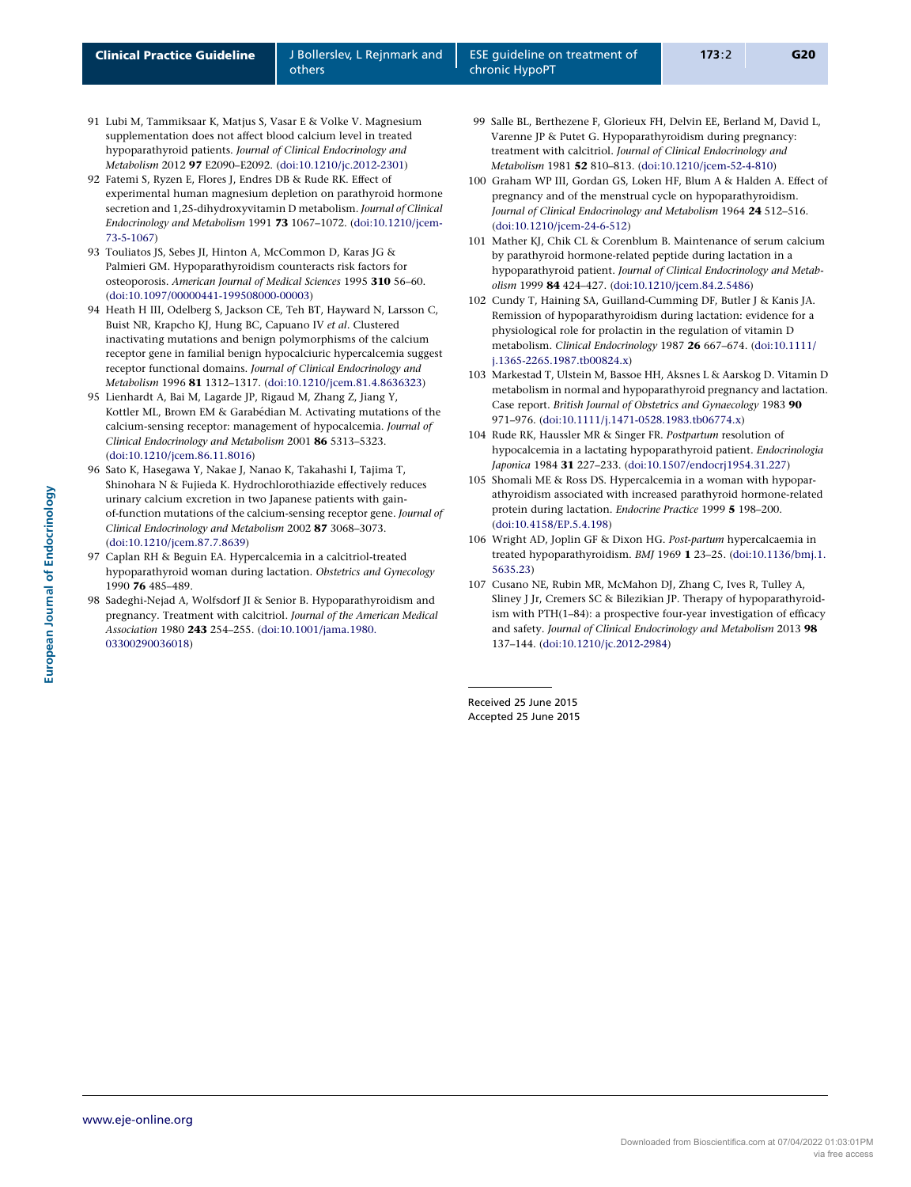91 Lubi M, Tammiksaar K, Matjus S, Vasar E & Volke V. Magnesium supplementation does not affect blood calcium level in treated hypoparathyroid patients. *Journal of Clinical Endocrinology and Metabolism* 2012 **97** E2090–E2092. (doi:10.1210/jc.2012-2301)

92 Fatemi S, Ryzen E, Flores J, Endres DB & Rude RK. Effect of experimental human magnesium depletion on parathyroid hormone secretion and 1,25-dihydroxyvitamin D metabolism. *Journal of Clinical Endocrinology and Metabolism* 1991 **73** 1067–1072. (doi:10.1210/jcem-73-5-1067)

93 Touliatos JS, Sebes JI, Hinton A, McCommon D, Karas JG & Palmieri GM. Hypoparathyroidism counteracts risk factors for osteoporosis. *American Journal of Medical Sciences* 1995 **310** 56–60. (doi:10.1097/00000441-199508000-00003)

94 Heath H III, Odelberg S, Jackson CE, Teh BT, Hayward N, Larsson C, Buist NR, Krapcho KJ, Hung BC, Capuano IV *et al*. Clustered inactivating mutations and benign polymorphisms of the calcium receptor gene in familial benign hypocalciuric hypercalcemia suggest receptor functional domains. *Journal of Clinical Endocrinology and Metabolism* 1996 **81** 1312–1317. (doi:10.1210/jcem.81.4.8636323)

95 Lienhardt A, Bai M, Lagarde JP, Rigaud M, Zhang Z, Jiang Y, Kottler ML, Brown EM & Garabédian M. Activating mutations of the calcium-sensing receptor: management of hypocalcemia. *Journal of Clinical Endocrinology and Metabolism* 2001 **86** 5313–5323. (doi:10.1210/jcem.86.11.8016)

96 Sato K, Hasegawa Y, Nakae J, Nanao K, Takahashi I, Tajima T, Shinohara N & Fujieda K. Hydrochlorothiazide effectively reduces urinary calcium excretion in two Japanese patients with gain-of-function mutations of the calcium-sensing receptor gene. *Journal of Clinical Endocrinology and Metabolism* 2002 **87** 3068–3073. (doi:10.1210/jcem.87.7.8639)

97 Caplan RH & Beguin EA. Hypercalcemia in a calcitriol-treated hypoparathyroid woman during lactation. *Obstetrics and Gynecology* 1990 **76** 485–489.

98 Sadeghi-Nejad A, Wolfsdorf JI & Senior B. Hypoparathyroidism and pregnancy. Treatment with calcitriol. *Journal of the American Medical Association* 1980 **243** 254–255. (doi:10.1001/jama.1980.03300290036018)

99 Salle BL, Berthezene F, Glorieux FH, Delvin EE, Berland M, David L, Varenne JP & Putet G. Hypoparathyroidism during pregnancy: treatment with calcitriol. *Journal of Clinical Endocrinology and Metabolism* 1981 **52** 810–813. (doi:10.1210/jcem-52-4-810)

100 Graham WP III, Gordan GS, Loken HF, Blum A & Halden A. Effect of pregnancy and of the menstrual cycle on hypoparathyroidism. *Journal of Clinical Endocrinology and Metabolism* 1964 **24** 512–516. (doi:10.1210/jcem-24-6-512)

101 Mather KJ, Chik CL & Corenblum B. Maintenance of serum calcium by parathyroid hormone-related peptide during lactation in a hypoparathyroid patient. *Journal of Clinical Endocrinology and Metabolism* 1999 **84** 424–427. (doi:10.1210/jcem.84.2.5486)

102 Cundy T, Haining SA, Guilland-Cumming DF, Butler J & Kanis JA. Remission of hypoparathyroidism during lactation: evidence for a physiological role for prolactin in the regulation of vitamin D metabolism. *Clinical Endocrinology* 1987 **26** 667–674. (doi:10.1111/j.1365-2265.1987.tb00824.x)

103 Markestad T, Ulstein M, Bassoe HH, Aksnes L & Aarskog D. Vitamin D metabolism in normal and hypoparathyroid pregnancy and lactation. Case report. *British Journal of Obstetrics and Gynaecology* 1983 **90** 971–976. (doi:10.1111/j.1471-0528.1983.tb06774.x)

104 Rude RK, Haussler MR & Singer FR. *Postpartum* resolution of hypocalcemia in a lactating hypoparathyroid patient. *Endocrinologia Japonica* 1984 **31** 227–233. (doi:10.1507/endocrj1954.31.227)

105 Shomali ME & Ross DS. Hypercalcemia in a woman with hypoparathyroidism associated with increased parathyroid hormone-related protein during lactation. *Endocrine Practice* 1999 **5** 198–200. (doi:10.4158/EP.5.4.198)

106 Wright AD, Joplin GF & Dixon HG. *Post-partum* hypercalcaemia in treated hypoparathyroidism. *BMJ* 1969 **1** 23–25. (doi:10.1136/bmj.1.5635.23)

107 Cusano NE, Rubin MR, McMahon DJ, Zhang C, Ives R, Tulley A, Sliney J Jr, Cremers SC & Bilezikian JP. Therapy of hypoparathyroidism with PTH(1–84): a prospective four-year investigation of efficacy and safety. *Journal of Clinical Endocrinology and Metabolism* 2013 **98** 137–144. (doi:10.1210/jc.2012-2984)

Received 25 June 2015
Accepted 25 June 2015